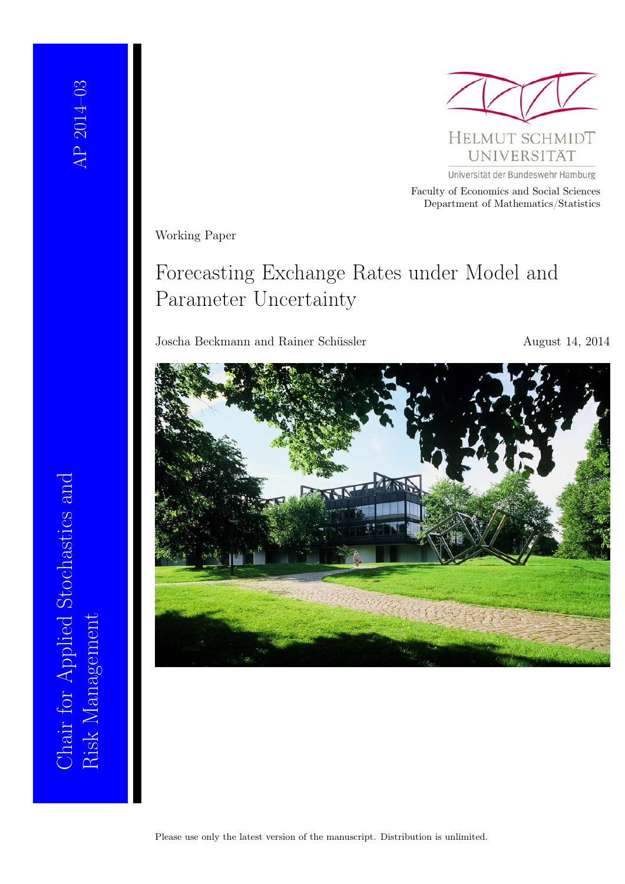AP 2014–03

Chair for Applied Stochastics and Risk Management

HELMUT SCHMIDT UNIVERSITÄT

Universität der Bundeswehr Hamburg

Faculty of Economics and Social Sciences
Department of Mathematics/Statistics

Working Paper

# Forecasting Exchange Rates under Model and Parameter Uncertainty

Joscha Beckmann and Rainer Schüssler

August 14, 2014

Please use only the latest version of the manuscript. Distribution is unlimited.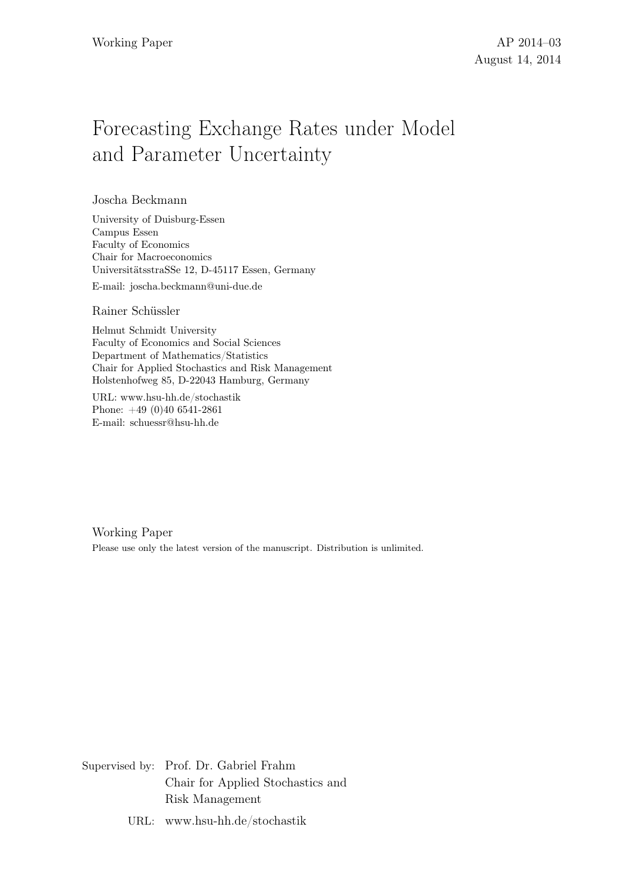Working Paper AP 2014–03

August 14, 2014

# Forecasting Exchange Rates under Model and Parameter Uncertainty

Joscha Beckmann

University of Duisburg-Essen
Campus Essen
Faculty of Economics
Chair for Macroeconomics
UniversitätsstraSSe 12, D-45117 Essen, Germany

E-mail: joscha.beckmann@uni-due.de

Rainer Schüssler

Helmut Schmidt University
Faculty of Economics and Social Sciences
Department of Mathematics/Statistics
Chair for Applied Stochastics and Risk Management
Holstenhofweg 85, D-22043 Hamburg, Germany

URL: www.hsu-hh.de/stochastik
Phone: +49 (0)40 6541-2861
E-mail: schuessr@hsu-hh.de

Working Paper

Please use only the latest version of the manuscript. Distribution is unlimited.

Supervised by: Prof. Dr. Gabriel Frahm
Chair for Applied Stochastics and Risk Management

URL: www.hsu-hh.de/stochastik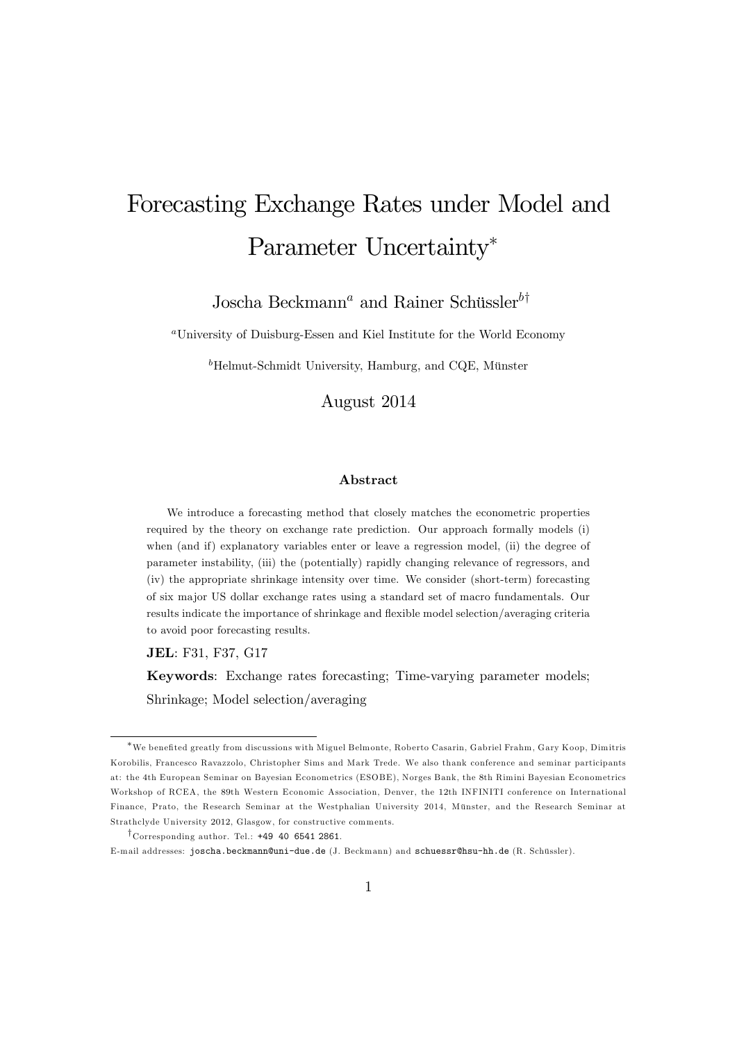# Forecasting Exchange Rates under Model and Parameter Uncertainty*

Joscha Beckmann[a] and Rainer Schüssler[b†]

[a]University of Duisburg-Essen and Kiel Institute for the World Economy

[b]Helmut-Schmidt University, Hamburg, and CQE, Münster

August 2014

### Abstract

We introduce a forecasting method that closely matches the econometric properties required by the theory on exchange rate prediction. Our approach formally models (i) when (and if) explanatory variables enter or leave a regression model, (ii) the degree of parameter instability, (iii) the (potentially) rapidly changing relevance of regressors, and (iv) the appropriate shrinkage intensity over time. We consider (short-term) forecasting of six major US dollar exchange rates using a standard set of macro fundamentals. Our results indicate the importance of shrinkage and flexible model selection/averaging criteria to avoid poor forecasting results.

**JEL**: F31, F37, G17

**Keywords**: Exchange rates forecasting; Time-varying parameter models; Shrinkage; Model selection/averaging

---

*We benefited greatly from discussions with Miguel Belmonte, Roberto Casarin, Gabriel Frahm, Gary Koop, Dimitris Korobilis, Francesco Ravazzolo, Christopher Sims and Mark Trede. We also thank conference and seminar participants at: the 4th European Seminar on Bayesian Econometrics (ESOBE), Norges Bank, the 8th Rimini Bayesian Econometrics Workshop of RCEA, the 89th Western Economic Association, Denver, the 12th INFINITI conference on International Finance, Prato, the Research Seminar at the Westphalian University 2014, Münster, and the Research Seminar at Strathclyde University 2012, Glasgow, for constructive comments.

†Corresponding author. Tel.: +49 40 6541 2861.

E-mail addresses: joscha.beckmann@uni-due.de (J. Beckmann) and schuessr@hsu-hh.de (R. Schüssler).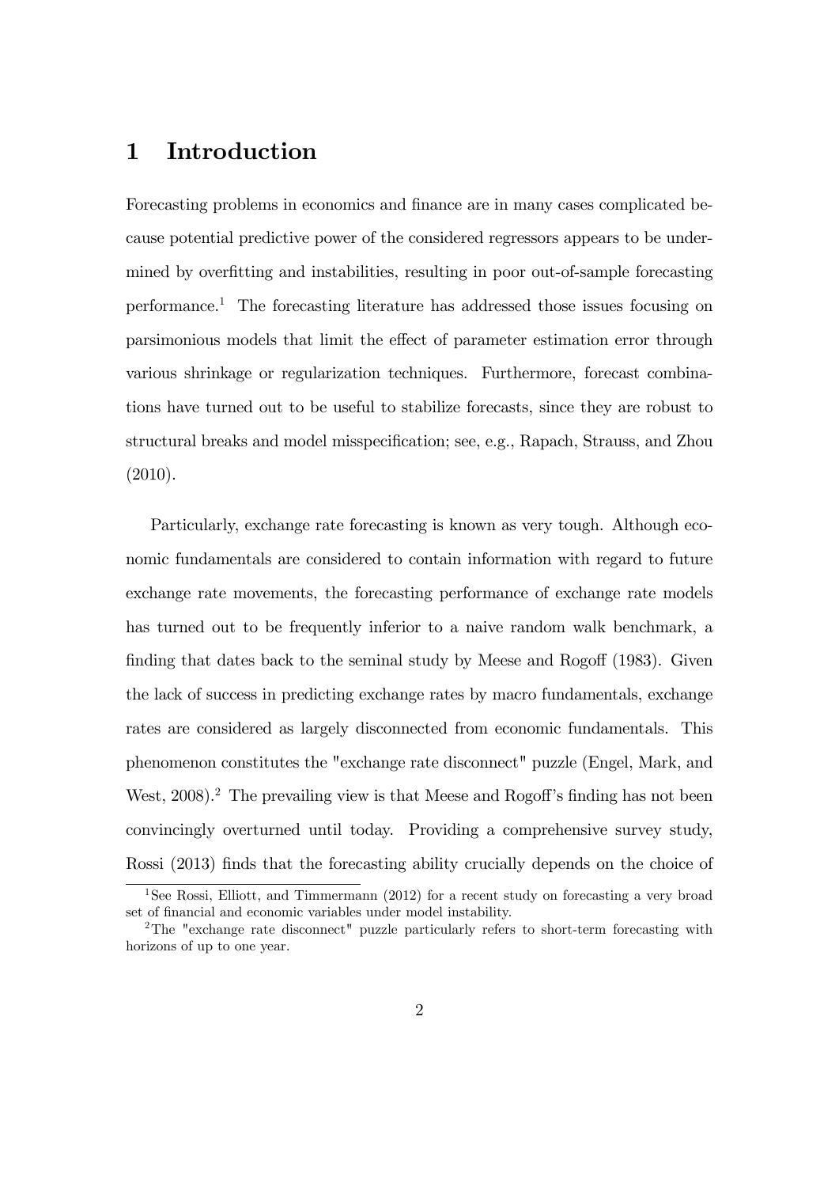# 1 Introduction

Forecasting problems in economics and finance are in many cases complicated because potential predictive power of the considered regressors appears to be undermined by overfitting and instabilities, resulting in poor out-of-sample forecasting performance.[1] The forecasting literature has addressed those issues focusing on parsimonious models that limit the effect of parameter estimation error through various shrinkage or regularization techniques. Furthermore, forecast combinations have turned out to be useful to stabilize forecasts, since they are robust to structural breaks and model misspecification; see, e.g., Rapach, Strauss, and Zhou (2010).

Particularly, exchange rate forecasting is known as very tough. Although economic fundamentals are considered to contain information with regard to future exchange rate movements, the forecasting performance of exchange rate models has turned out to be frequently inferior to a naive random walk benchmark, a finding that dates back to the seminal study by Meese and Rogoff (1983). Given the lack of success in predicting exchange rates by macro fundamentals, exchange rates are considered as largely disconnected from economic fundamentals. This phenomenon constitutes the "exchange rate disconnect" puzzle (Engel, Mark, and West, 2008).[2] The prevailing view is that Meese and Rogoff's finding has not been convincingly overturned until today. Providing a comprehensive survey study, Rossi (2013) finds that the forecasting ability crucially depends on the choice of

[1] See Rossi, Elliott, and Timmermann (2012) for a recent study on forecasting a very broad set of financial and economic variables under model instability.

[2] The "exchange rate disconnect" puzzle particularly refers to short-term forecasting with horizons of up to one year.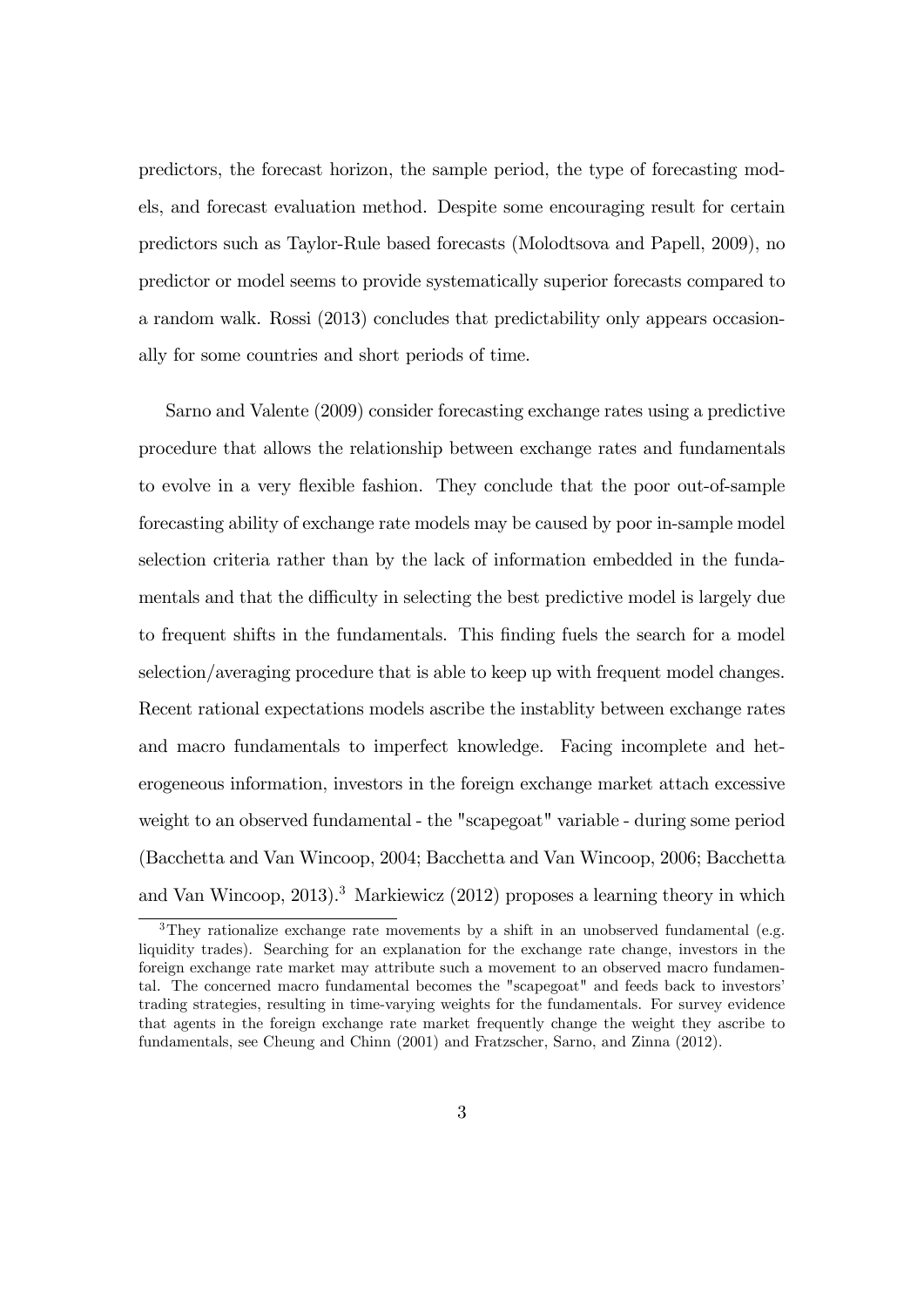predictors, the forecast horizon, the sample period, the type of forecasting models, and forecast evaluation method. Despite some encouraging result for certain predictors such as Taylor-Rule based forecasts (Molodtsova and Papell, 2009), no predictor or model seems to provide systematically superior forecasts compared to a random walk. Rossi (2013) concludes that predictability only appears occasionally for some countries and short periods of time.

Sarno and Valente (2009) consider forecasting exchange rates using a predictive procedure that allows the relationship between exchange rates and fundamentals to evolve in a very flexible fashion. They conclude that the poor out-of-sample forecasting ability of exchange rate models may be caused by poor in-sample model selection criteria rather than by the lack of information embedded in the fundamentals and that the difficulty in selecting the best predictive model is largely due to frequent shifts in the fundamentals. This finding fuels the search for a model selection/averaging procedure that is able to keep up with frequent model changes. Recent rational expectations models ascribe the instablity between exchange rates and macro fundamentals to imperfect knowledge. Facing incomplete and heterogeneous information, investors in the foreign exchange market attach excessive weight to an observed fundamental - the "scapegoat" variable - during some period (Bacchetta and Van Wincoop, 2004; Bacchetta and Van Wincoop, 2006; Bacchetta and Van Wincoop, 2013).[3] Markiewicz (2012) proposes a learning theory in which

[3] They rationalize exchange rate movements by a shift in an unobserved fundamental (e.g. liquidity trades). Searching for an explanation for the exchange rate change, investors in the foreign exchange rate market may attribute such a movement to an observed macro fundamental. The concerned macro fundamental becomes the "scapegoat" and feeds back to investors' trading strategies, resulting in time-varying weights for the fundamentals. For survey evidence that agents in the foreign exchange rate market frequently change the weight they ascribe to fundamentals, see Cheung and Chinn (2001) and Fratzscher, Sarno, and Zinna (2012).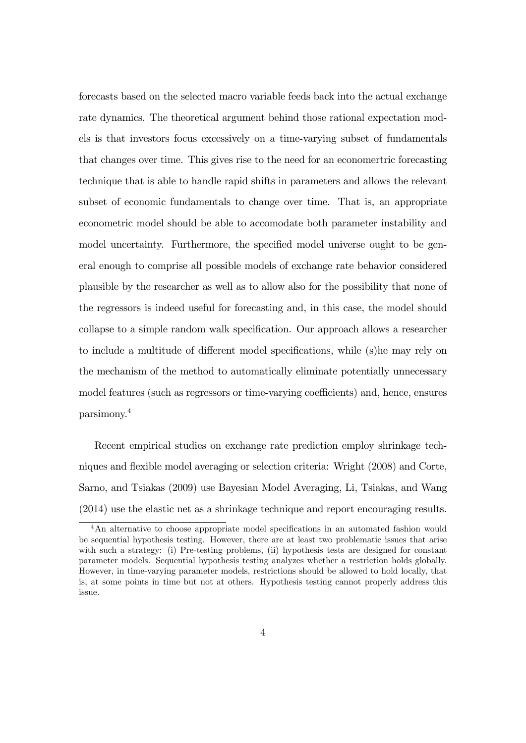forecasts based on the selected macro variable feeds back into the actual exchange rate dynamics. The theoretical argument behind those rational expectation models is that investors focus excessively on a time-varying subset of fundamentals that changes over time. This gives rise to the need for an economertric forecasting technique that is able to handle rapid shifts in parameters and allows the relevant subset of economic fundamentals to change over time. That is, an appropriate econometric model should be able to accomodate both parameter instability and model uncertainty. Furthermore, the specified model universe ought to be general enough to comprise all possible models of exchange rate behavior considered plausible by the researcher as well as to allow also for the possibility that none of the regressors is indeed useful for forecasting and, in this case, the model should collapse to a simple random walk specification. Our approach allows a researcher to include a multitude of different model specifications, while (s)he may rely on the mechanism of the method to automatically eliminate potentially unnecessary model features (such as regressors or time-varying coefficients) and, hence, ensures parsimony.[4]

Recent empirical studies on exchange rate prediction employ shrinkage techniques and flexible model averaging or selection criteria: Wright (2008) and Corte, Sarno, and Tsiakas (2009) use Bayesian Model Averaging, Li, Tsiakas, and Wang (2014) use the elastic net as a shrinkage technique and report encouraging results.

[4] An alternative to choose appropriate model specifications in an automated fashion would be sequential hypothesis testing. However, there are at least two problematic issues that arise with such a strategy: (i) Pre-testing problems, (ii) hypothesis tests are designed for constant parameter models. Sequential hypothesis testing analyzes whether a restriction holds globally. However, in time-varying parameter models, restrictions should be allowed to hold locally, that is, at some points in time but not at others. Hypothesis testing cannot properly address this issue.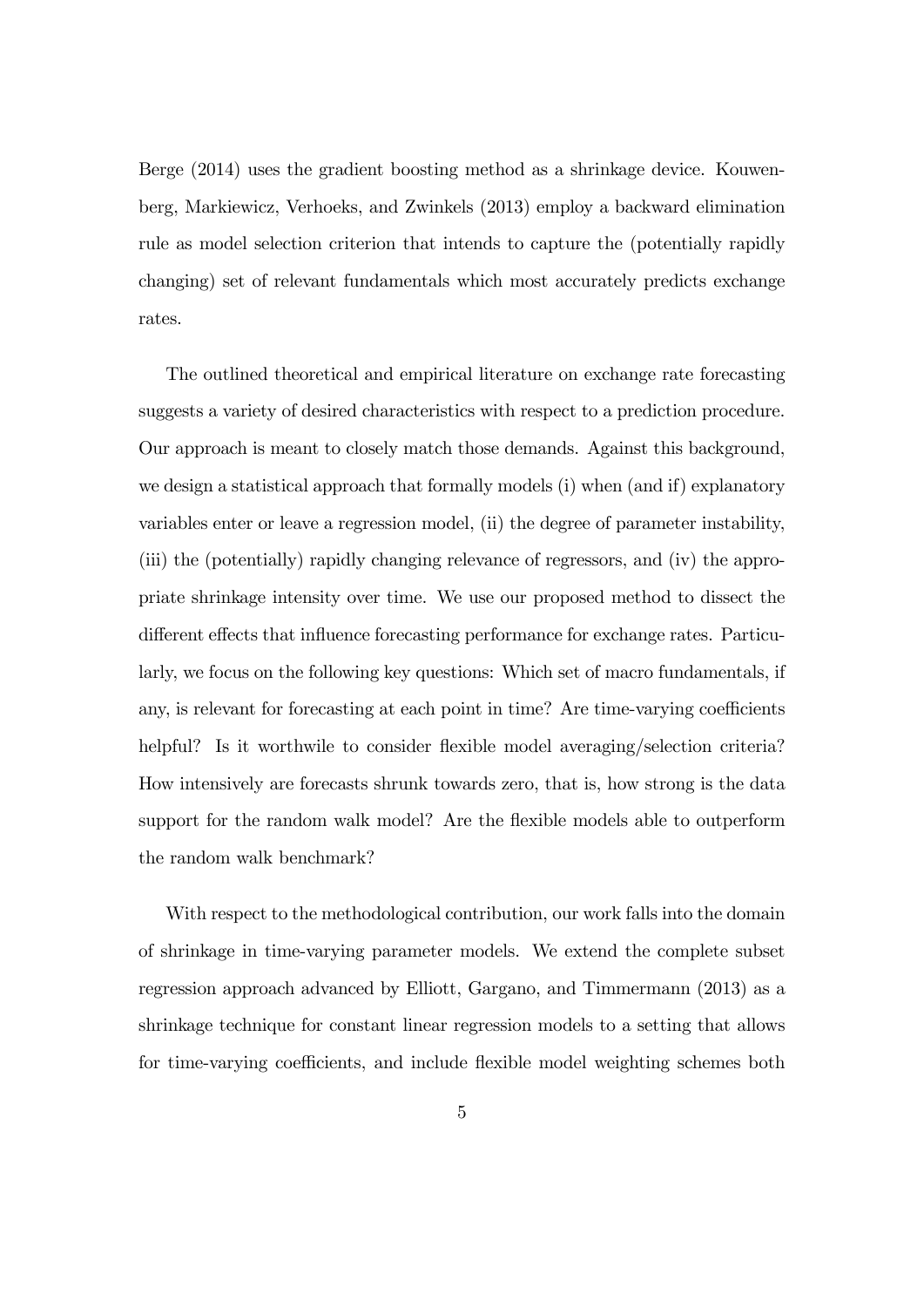Berge (2014) uses the gradient boosting method as a shrinkage device. Kouwenberg, Markiewicz, Verhoeks, and Zwinkels (2013) employ a backward elimination rule as model selection criterion that intends to capture the (potentially rapidly changing) set of relevant fundamentals which most accurately predicts exchange rates.

The outlined theoretical and empirical literature on exchange rate forecasting suggests a variety of desired characteristics with respect to a prediction procedure. Our approach is meant to closely match those demands. Against this background, we design a statistical approach that formally models (i) when (and if) explanatory variables enter or leave a regression model, (ii) the degree of parameter instability, (iii) the (potentially) rapidly changing relevance of regressors, and (iv) the appropriate shrinkage intensity over time. We use our proposed method to dissect the different effects that influence forecasting performance for exchange rates. Particularly, we focus on the following key questions: Which set of macro fundamentals, if any, is relevant for forecasting at each point in time? Are time-varying coefficients helpful? Is it worthwile to consider flexible model averaging/selection criteria? How intensively are forecasts shrunk towards zero, that is, how strong is the data support for the random walk model? Are the flexible models able to outperform the random walk benchmark?

With respect to the methodological contribution, our work falls into the domain of shrinkage in time-varying parameter models. We extend the complete subset regression approach advanced by Elliott, Gargano, and Timmermann (2013) as a shrinkage technique for constant linear regression models to a setting that allows for time-varying coefficients, and include flexible model weighting schemes both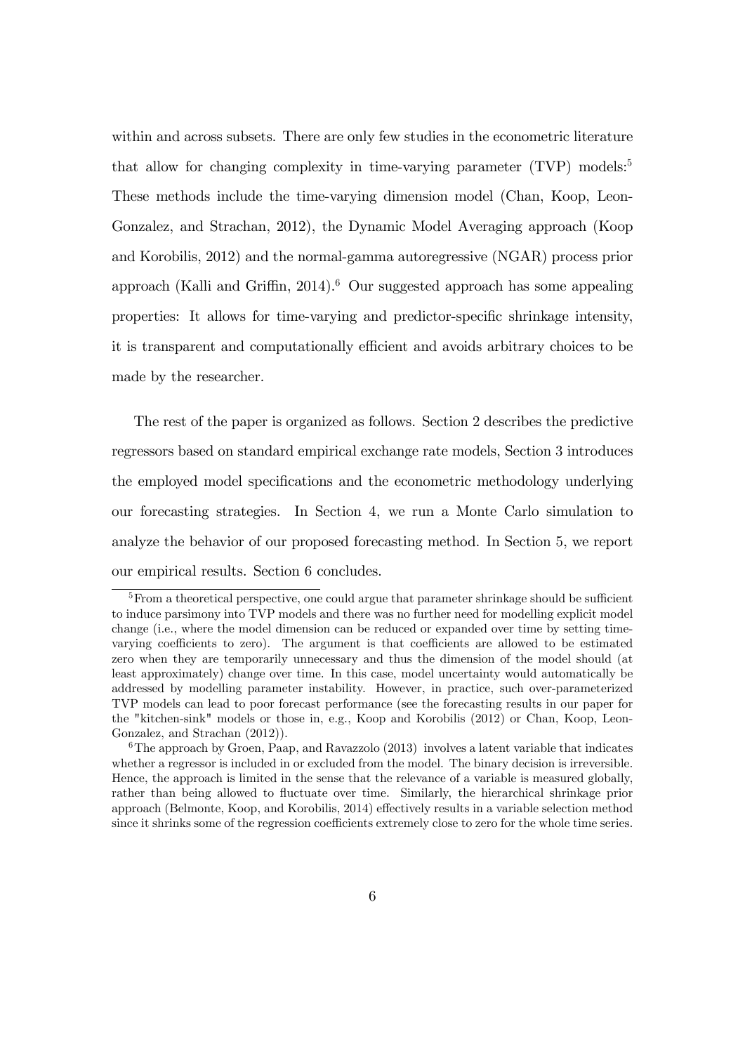within and across subsets. There are only few studies in the econometric literature that allow for changing complexity in time-varying parameter (TVP) models:[5] These methods include the time-varying dimension model (Chan, Koop, Leon-Gonzalez, and Strachan, 2012), the Dynamic Model Averaging approach (Koop and Korobilis, 2012) and the normal-gamma autoregressive (NGAR) process prior approach (Kalli and Griffin, 2014).[6] Our suggested approach has some appealing properties: It allows for time-varying and predictor-specific shrinkage intensity, it is transparent and computationally efficient and avoids arbitrary choices to be made by the researcher.

The rest of the paper is organized as follows. Section 2 describes the predictive regressors based on standard empirical exchange rate models, Section 3 introduces the employed model specifications and the econometric methodology underlying our forecasting strategies. In Section 4, we run a Monte Carlo simulation to analyze the behavior of our proposed forecasting method. In Section 5, we report our empirical results. Section 6 concludes.

[5] From a theoretical perspective, one could argue that parameter shrinkage should be sufficient to induce parsimony into TVP models and there was no further need for modelling explicit model change (i.e., where the model dimension can be reduced or expanded over time by setting time-varying coefficients to zero). The argument is that coefficients are allowed to be estimated zero when they are temporarily unnecessary and thus the dimension of the model should (at least approximately) change over time. In this case, model uncertainty would automatically be addressed by modelling parameter instability. However, in practice, such over-parameterized TVP models can lead to poor forecast performance (see the forecasting results in our paper for the "kitchen-sink" models or those in, e.g., Koop and Korobilis (2012) or Chan, Koop, Leon-Gonzalez, and Strachan (2012)).

[6] The approach by Groen, Paap, and Ravazzolo (2013) involves a latent variable that indicates whether a regressor is included in or excluded from the model. The binary decision is irreversible. Hence, the approach is limited in the sense that the relevance of a variable is measured globally, rather than being allowed to fluctuate over time. Similarly, the hierarchical shrinkage prior approach (Belmonte, Koop, and Korobilis, 2014) effectively results in a variable selection method since it shrinks some of the regression coefficients extremely close to zero for the whole time series.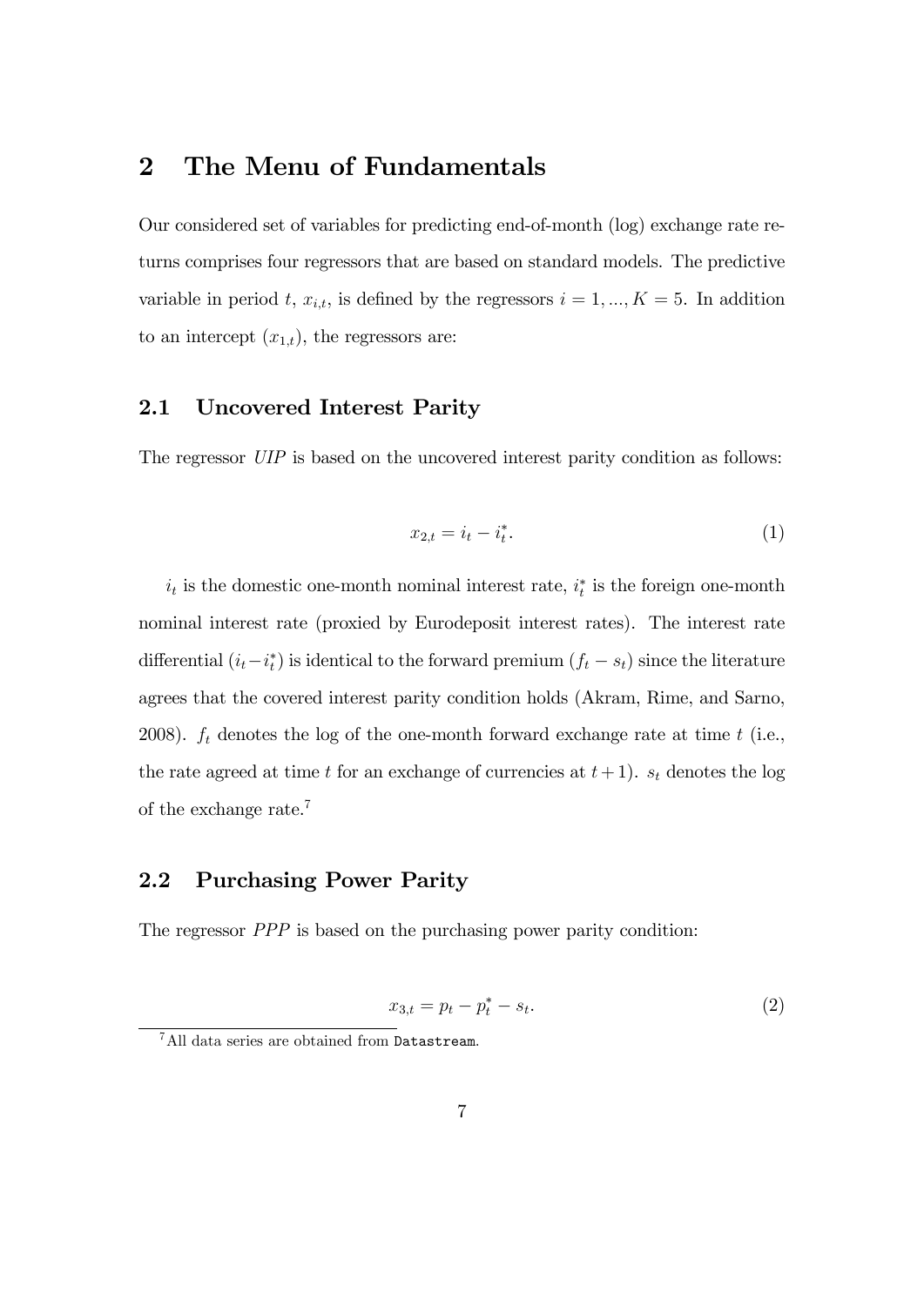# 2 The Menu of Fundamentals

Our considered set of variables for predicting end-of-month (log) exchange rate returns comprises four regressors that are based on standard models. The predictive variable in period $t$, $x_{i,t}$, is defined by the regressors $i = 1, ..., K = 5$. In addition to an intercept ($x_{1,t}$), the regressors are:

## 2.1 Uncovered Interest Parity

The regressor *UIP* is based on the uncovered interest parity condition as follows:

$$x_{2,t} = i_t - i_t^*. \tag{1}$$

$i_t$ is the domestic one-month nominal interest rate, $i_t^*$ is the foreign one-month nominal interest rate (proxied by Eurodeposit interest rates). The interest rate differential ($i_t - i_t^*$) is identical to the forward premium ($f_t - s_t$) since the literature agrees that the covered interest parity condition holds (Akram, Rime, and Sarno, 2008). $f_t$ denotes the log of the one-month forward exchange rate at time $t$ (i.e., the rate agreed at time $t$ for an exchange of currencies at $t+1$). $s_t$ denotes the log of the exchange rate.[7]

## 2.2 Purchasing Power Parity

The regressor *PPP* is based on the purchasing power parity condition:

$$x_{3,t} = p_t - p_t^* - s_t. \tag{2}$$

[7] All data series are obtained from `Datastream`.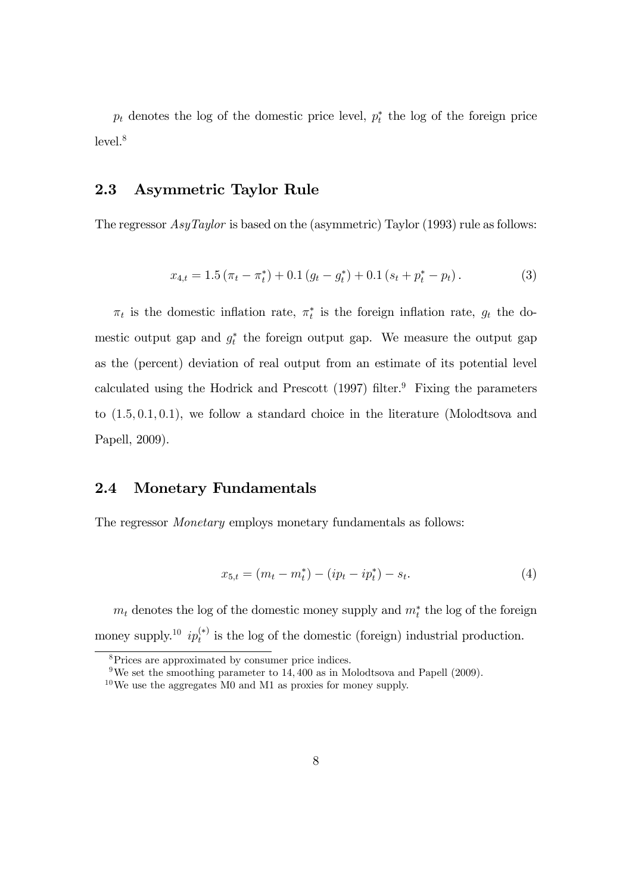$p_t$ denotes the log of the domestic price level, $p_t^*$ the log of the foreign price level.[8]

## 2.3 Asymmetric Taylor Rule

The regressor *AsyTaylor* is based on the (asymmetric) Taylor (1993) rule as follows:

$$x_{4,t} = 1.5\left(\pi_t - \pi_t^*\right) + 0.1\left(g_t - g_t^*\right) + 0.1\left(s_t + p_t^* - p_t\right). \tag{3}$$

$\pi_t$ is the domestic inflation rate, $\pi_t^*$ is the foreign inflation rate, $g_t$ the domestic output gap and $g_t^*$ the foreign output gap. We measure the output gap as the (percent) deviation of real output from an estimate of its potential level calculated using the Hodrick and Prescott (1997) filter.[9] Fixing the parameters to $(1.5, 0.1, 0.1)$, we follow a standard choice in the literature (Molodtsova and Papell, 2009).

## 2.4 Monetary Fundamentals

The regressor *Monetary* employs monetary fundamentals as follows:

$$x_{5,t} = \left(m_t - m_t^*\right) - \left(ip_t - ip_t^*\right) - s_t. \tag{4}$$

$m_t$ denotes the log of the domestic money supply and $m_t^*$ the log of the foreign money supply.[10] $ip_t^{(*)}$ is the log of the domestic (foreign) industrial production.

[8] Prices are approximated by consumer price indices.

[9] We set the smoothing parameter to 14,400 as in Molodtsova and Papell (2009).

[10] We use the aggregates M0 and M1 as proxies for money supply.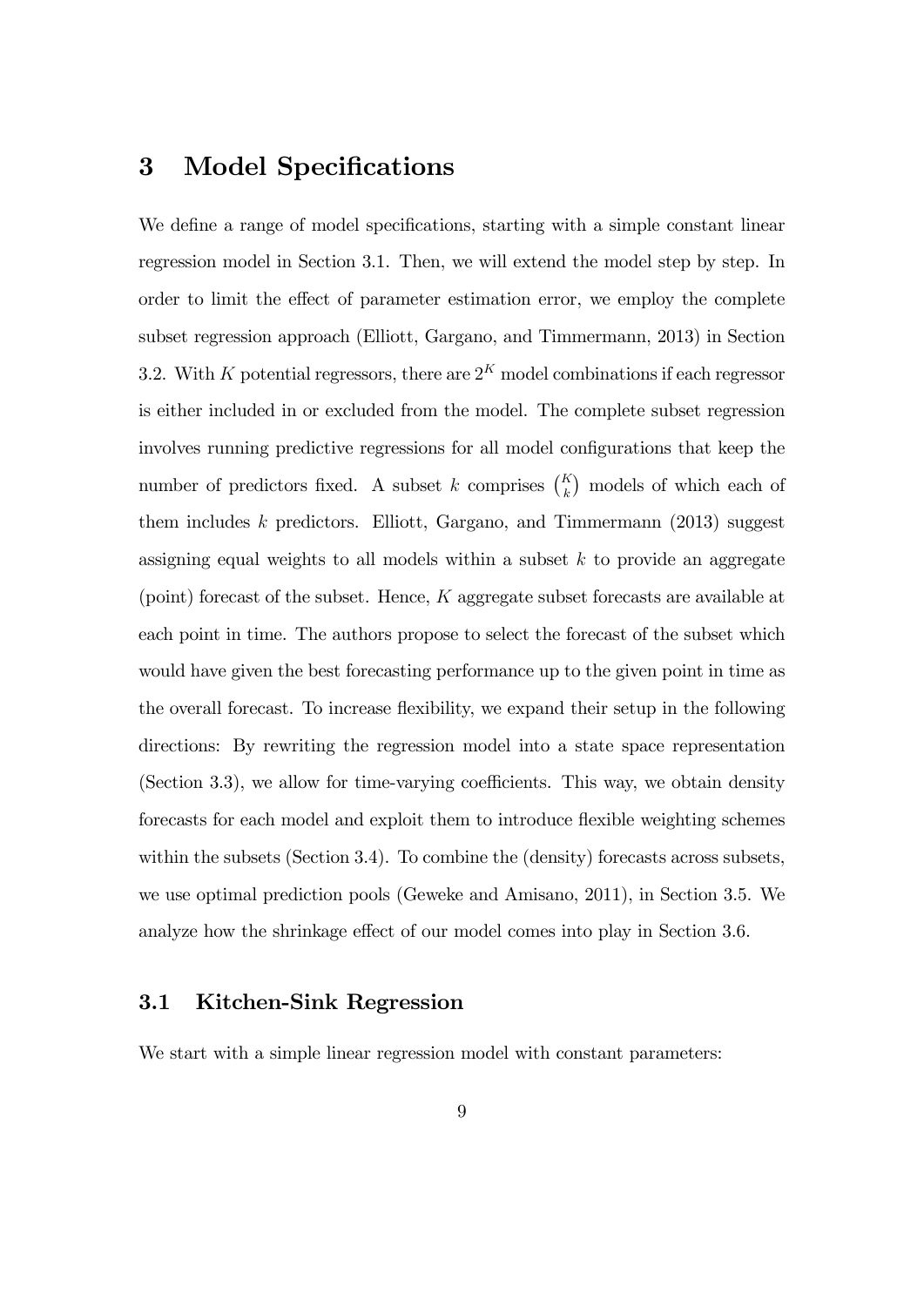# 3 Model Specifications

We define a range of model specifications, starting with a simple constant linear regression model in Section 3.1. Then, we will extend the model step by step. In order to limit the effect of parameter estimation error, we employ the complete subset regression approach (Elliott, Gargano, and Timmermann, 2013) in Section 3.2. With $K$ potential regressors, there are $2^K$ model combinations if each regressor is either included in or excluded from the model. The complete subset regression involves running predictive regressions for all model configurations that keep the number of predictors fixed. A subset $k$ comprises $\binom{K}{k}$ models of which each of them includes $k$ predictors. Elliott, Gargano, and Timmermann (2013) suggest assigning equal weights to all models within a subset $k$ to provide an aggregate (point) forecast of the subset. Hence, $K$ aggregate subset forecasts are available at each point in time. The authors propose to select the forecast of the subset which would have given the best forecasting performance up to the given point in time as the overall forecast. To increase flexibility, we expand their setup in the following directions: By rewriting the regression model into a state space representation (Section 3.3), we allow for time-varying coefficients. This way, we obtain density forecasts for each model and exploit them to introduce flexible weighting schemes within the subsets (Section 3.4). To combine the (density) forecasts across subsets, we use optimal prediction pools (Geweke and Amisano, 2011), in Section 3.5. We analyze how the shrinkage effect of our model comes into play in Section 3.6.

## 3.1 Kitchen-Sink Regression

We start with a simple linear regression model with constant parameters: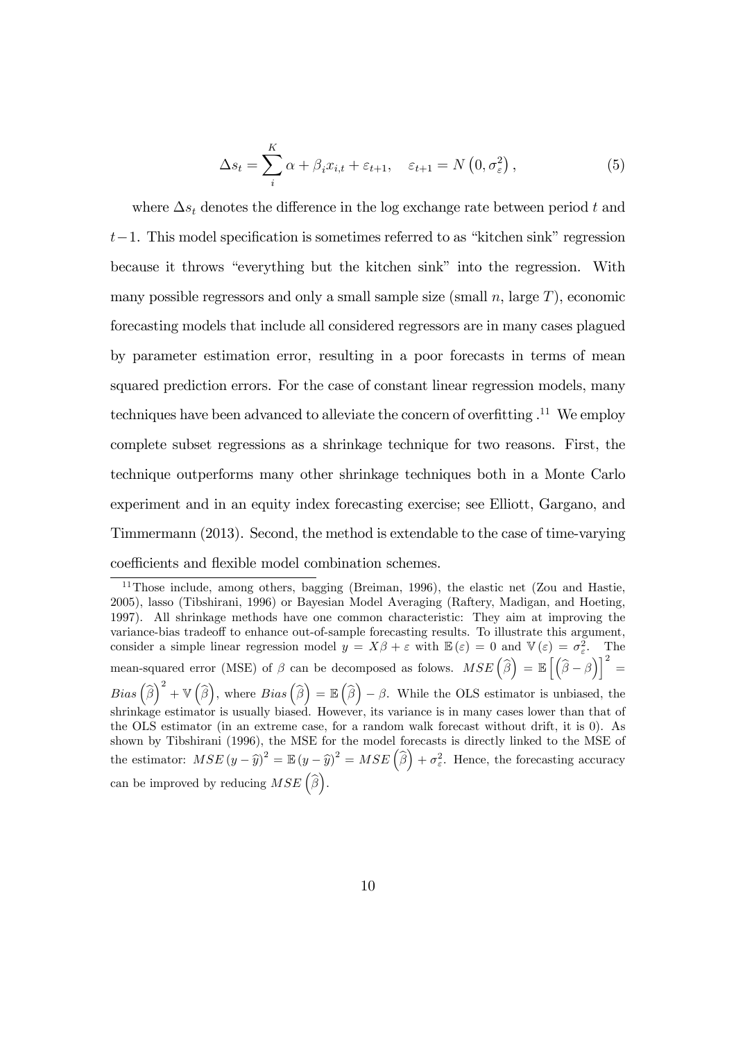$$\Delta s_t = \sum_{i}^{K} \alpha + \beta_i x_{i,t} + \varepsilon_{t+1}, \quad \varepsilon_{t+1} = N\left(0, \sigma_\varepsilon^2\right), \tag{5}$$

where $\Delta s_t$ denotes the difference in the log exchange rate between period $t$ and $t-1$. This model specification is sometimes referred to as "kitchen sink" regression because it throws "everything but the kitchen sink" into the regression. With many possible regressors and only a small sample size (small $n$, large $T$), economic forecasting models that include all considered regressors are in many cases plagued by parameter estimation error, resulting in a poor forecasts in terms of mean squared prediction errors. For the case of constant linear regression models, many techniques have been advanced to alleviate the concern of overfitting .[11] We employ complete subset regressions as a shrinkage technique for two reasons. First, the technique outperforms many other shrinkage techniques both in a Monte Carlo experiment and in an equity index forecasting exercise; see Elliott, Gargano, and Timmermann (2013). Second, the method is extendable to the case of time-varying coefficients and flexible model combination schemes.

[11] Those include, among others, bagging (Breiman, 1996), the elastic net (Zou and Hastie, 2005), lasso (Tibshirani, 1996) or Bayesian Model Averaging (Raftery, Madigan, and Hoeting, 1997). All shrinkage methods have one common characteristic: They aim at improving the variance-bias tradeoff to enhance out-of-sample forecasting results. To illustrate this argument, consider a simple linear regression model $y = X\beta + \varepsilon$ with $\mathbb{E}(\varepsilon) = 0$ and $\mathbb{V}(\varepsilon) = \sigma_\varepsilon^2$. The mean-squared error (MSE) of $\beta$ can be decomposed as folows. $MSE\left(\widehat{\beta}\right) = \mathbb{E}\left[\left(\widehat{\beta} - \beta\right)\right]^2 = Bias\left(\widehat{\beta}\right)^2 + \mathbb{V}\left(\widehat{\beta}\right)$, where $Bias\left(\widehat{\beta}\right) = \mathbb{E}\left(\widehat{\beta}\right) - \beta$. While the OLS estimator is unbiased, the shrinkage estimator is usually biased. However, its variance is in many cases lower than that of the OLS estimator (in an extreme case, for a random walk forecast without drift, it is 0). As shown by Tibshirani (1996), the MSE for the model forecasts is directly linked to the MSE of the estimator: $MSE\left(y - \widehat{y}\right)^2 = \mathbb{E}\left(y - \widehat{y}\right)^2 = MSE\left(\widehat{\beta}\right) + \sigma_\varepsilon^2$. Hence, the forecasting accuracy can be improved by reducing $MSE\left(\widehat{\beta}\right)$.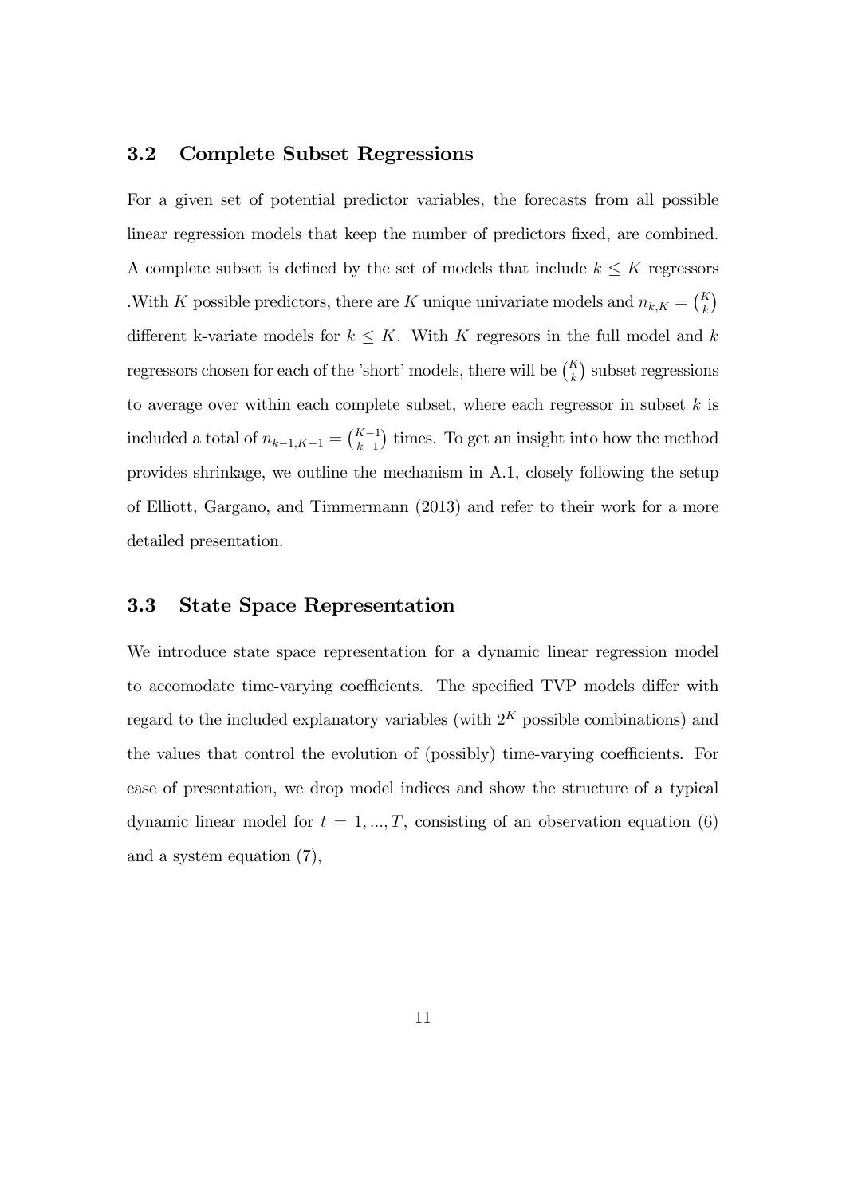### 3.2 Complete Subset Regressions

For a given set of potential predictor variables, the forecasts from all possible linear regression models that keep the number of predictors fixed, are combined. A complete subset is defined by the set of models that include $k \leq K$ regressors .With $K$ possible predictors, there are $K$ unique univariate models and $n_{k,K} = \binom{K}{k}$ different k-variate models for $k \leq K$. With $K$ regresors in the full model and $k$ regressors chosen for each of the 'short' models, there will be $\binom{K}{k}$ subset regressions to average over within each complete subset, where each regressor in subset $k$ is included a total of $n_{k-1,K-1} = \binom{K-1}{k-1}$ times. To get an insight into how the method provides shrinkage, we outline the mechanism in A.1, closely following the setup of Elliott, Gargano, and Timmermann (2013) and refer to their work for a more detailed presentation.

### 3.3 State Space Representation

We introduce state space representation for a dynamic linear regression model to accomodate time-varying coefficients. The specified TVP models differ with regard to the included explanatory variables (with $2^K$ possible combinations) and the values that control the evolution of (possibly) time-varying coefficients. For ease of presentation, we drop model indices and show the structure of a typical dynamic linear model for $t = 1, ..., T$, consisting of an observation equation (6) and a system equation (7),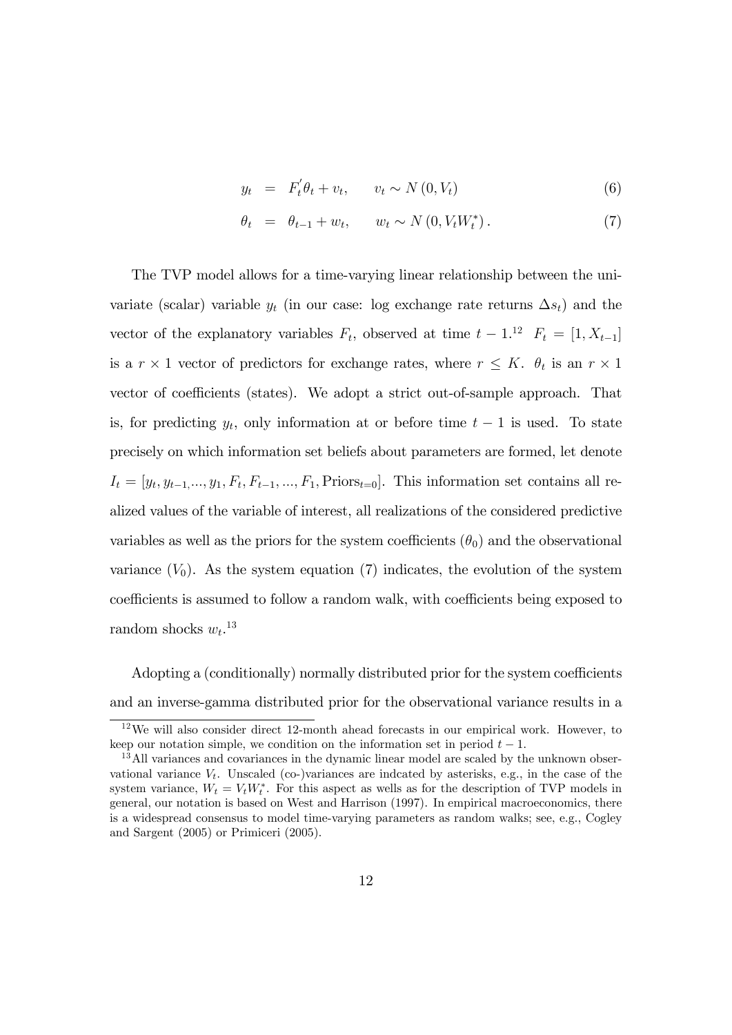$$
\begin{aligned}
y_t &= F_t^{'}\theta_t + v_t, \qquad v_t \sim N(0, V_t) &(6)\\
\theta_t &= \theta_{t-1} + w_t, \qquad w_t \sim N(0, V_t W_t^*). &(7)
\end{aligned}
$$

The TVP model allows for a time-varying linear relationship between the univariate (scalar) variable $y_t$ (in our case: log exchange rate returns $\Delta s_t$) and the vector of the explanatory variables $F_t$, observed at time $t-1$.[12] $F_t = [1, X_{t-1}]$ is a $r \times 1$ vector of predictors for exchange rates, where $r \leq K$. $\theta_t$ is an $r \times 1$ vector of coefficients (states). We adopt a strict out-of-sample approach. That is, for predicting $y_t$, only information at or before time $t-1$ is used. To state precisely on which information set beliefs about parameters are formed, let denote $I_t = [y_t, y_{t-1}, ..., y_1, F_t, F_{t-1}, ..., F_1, \text{Priors}_{t=0}]$. This information set contains all realized values of the variable of interest, all realizations of the considered predictive variables as well as the priors for the system coefficients ($\theta_0$) and the observational variance ($V_0$). As the system equation (7) indicates, the evolution of the system coefficients is assumed to follow a random walk, with coefficients being exposed to random shocks $w_t$.[13]

Adopting a (conditionally) normally distributed prior for the system coefficients and an inverse-gamma distributed prior for the observational variance results in a

[12] We will also consider direct 12-month ahead forecasts in our empirical work. However, to keep our notation simple, we condition on the information set in period $t-1$.

[13] All variances and covariances in the dynamic linear model are scaled by the unknown observational variance $V_t$. Unscaled (co-)variances are indcated by asterisks, e.g., in the case of the system variance, $W_t = V_t W_t^*$. For this aspect as wells as for the description of TVP models in general, our notation is based on West and Harrison (1997). In empirical macroeconomics, there is a widespread consensus to model time-varying parameters as random walks; see, e.g., Cogley and Sargent (2005) or Primiceri (2005).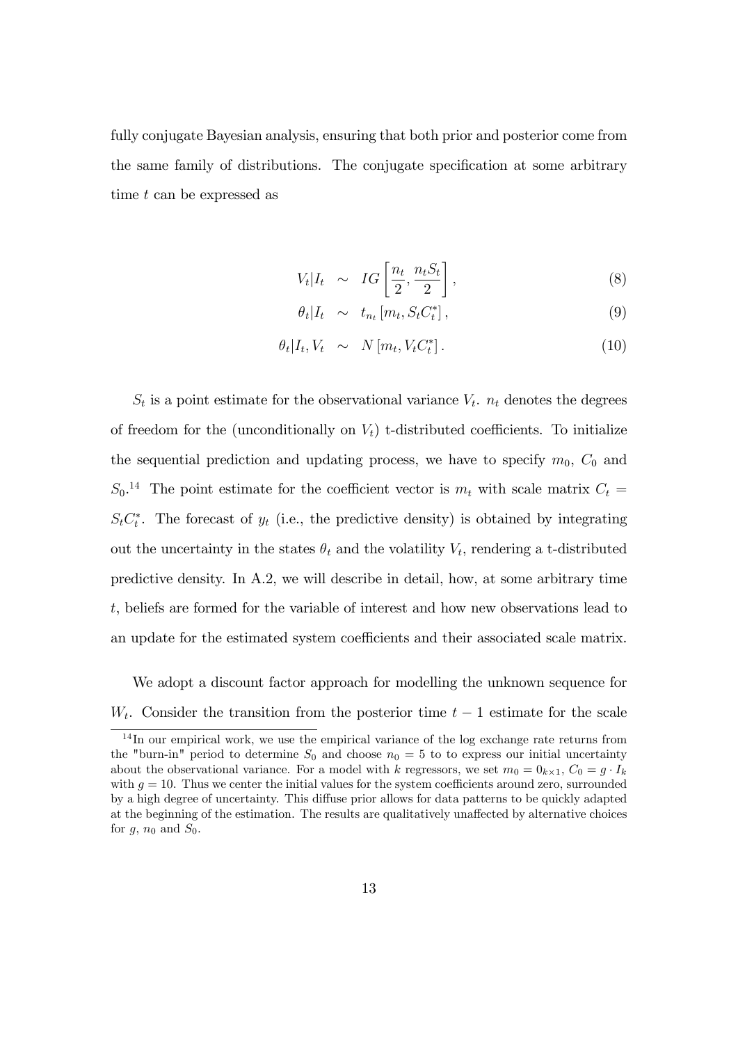fully conjugate Bayesian analysis, ensuring that both prior and posterior come from the same family of distributions. The conjugate specification at some arbitrary time $t$ can be expressed as

$$V_t|I_t \sim IG\left[\frac{n_t}{2}, \frac{n_t S_t}{2}\right], \tag{8}$$

$$\theta_t|I_t \sim t_{n_t}\left[m_t, S_t C_t^*\right], \tag{9}$$

$$\theta_t|I_t, V_t \sim N\left[m_t, V_t C_t^*\right]. \tag{10}$$

$S_t$ is a point estimate for the observational variance $V_t$. $n_t$ denotes the degrees of freedom for the (unconditionally on $V_t$) t-distributed coefficients. To initialize the sequential prediction and updating process, we have to specify $m_0$, $C_0$ and $S_0$.[14] The point estimate for the coefficient vector is $m_t$ with scale matrix $C_t = S_t C_t^*$. The forecast of $y_t$ (i.e., the predictive density) is obtained by integrating out the uncertainty in the states $\theta_t$ and the volatility $V_t$, rendering a t-distributed predictive density. In A.2, we will describe in detail, how, at some arbitrary time $t$, beliefs are formed for the variable of interest and how new observations lead to an update for the estimated system coefficients and their associated scale matrix.

We adopt a discount factor approach for modelling the unknown sequence for $W_t$. Consider the transition from the posterior time $t-1$ estimate for the scale

[14] In our empirical work, we use the empirical variance of the log exchange rate returns from the "burn-in" period to determine $S_0$ and choose $n_0 = 5$ to to express our initial uncertainty about the observational variance. For a model with $k$ regressors, we set $m_0 = 0_{k \times 1}$, $C_0 = g \cdot I_k$ with $g = 10$. Thus we center the initial values for the system coefficients around zero, surrounded by a high degree of uncertainty. This diffuse prior allows for data patterns to be quickly adapted at the beginning of the estimation. The results are qualitatively unaffected by alternative choices for $g$, $n_0$ and $S_0$.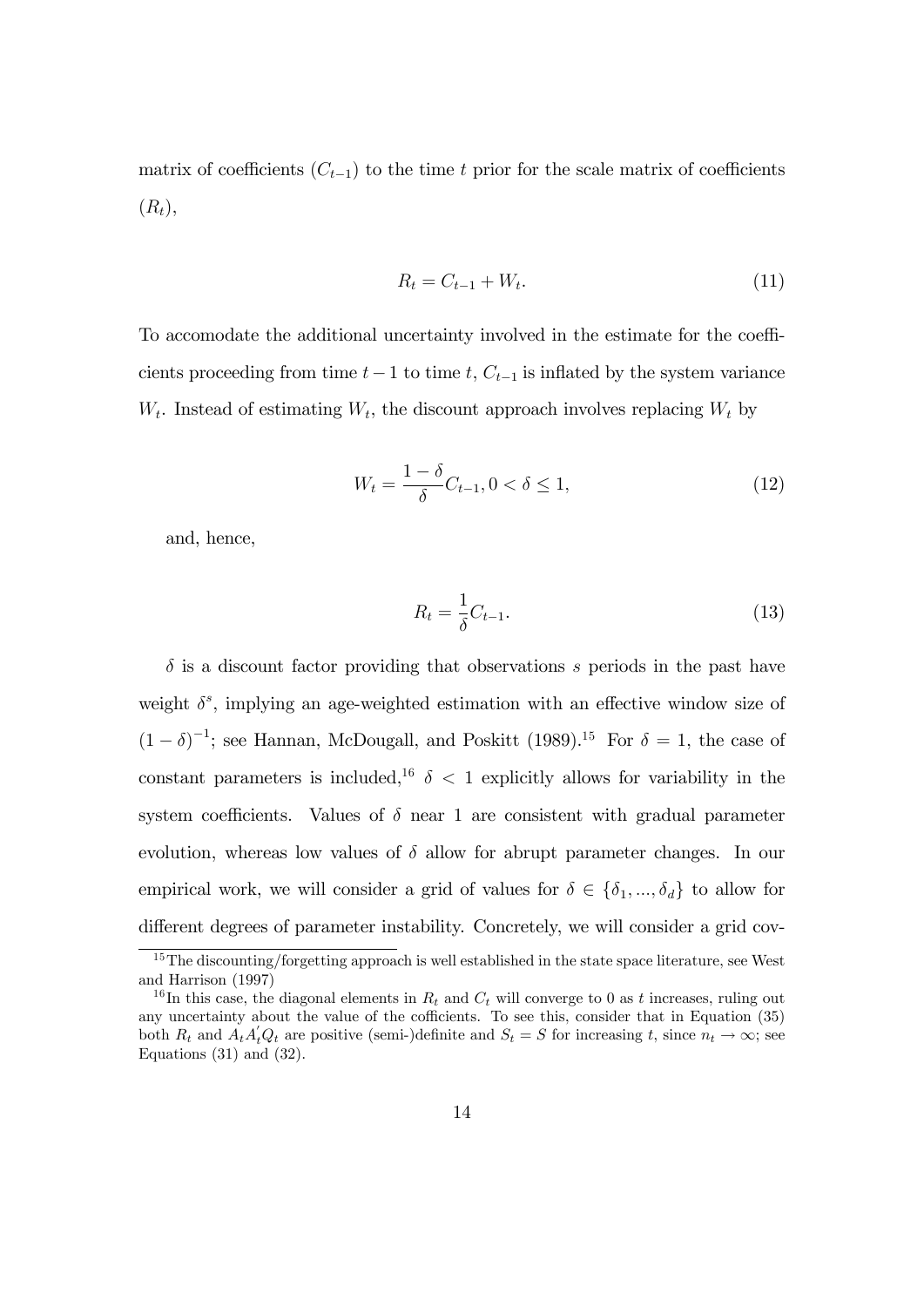matrix of coefficients ($C_{t-1}$) to the time $t$ prior for the scale matrix of coefficients ($R_t$),

$$R_t = C_{t-1} + W_t. \tag{11}$$

To accomodate the additional uncertainty involved in the estimate for the coefficients proceeding from time $t-1$ to time $t$, $C_{t-1}$ is inflated by the system variance $W_t$. Instead of estimating $W_t$, the discount approach involves replacing $W_t$ by

$$W_t = \frac{1-\delta}{\delta} C_{t-1}, 0 < \delta \leq 1, \tag{12}$$

and, hence,

$$R_t = \frac{1}{\delta} C_{t-1}. \tag{13}$$

$\delta$ is a discount factor providing that observations $s$ periods in the past have weight $\delta^s$, implying an age-weighted estimation with an effective window size of $(1-\delta)^{-1}$; see Hannan, McDougall, and Poskitt (1989).[15] For $\delta = 1$, the case of constant parameters is included,[16] $\delta < 1$ explicitly allows for variability in the system coefficients. Values of $\delta$ near 1 are consistent with gradual parameter evolution, whereas low values of $\delta$ allow for abrupt parameter changes. In our empirical work, we will consider a grid of values for $\delta \in \{\delta_1, ..., \delta_d\}$ to allow for different degrees of parameter instability. Concretely, we will consider a grid cov-

[15] The discounting/forgetting approach is well established in the state space literature, see West and Harrison (1997)

[16] In this case, the diagonal elements in $R_t$ and $C_t$ will converge to 0 as $t$ increases, ruling out any uncertainty about the value of the cofficients. To see this, consider that in Equation (35) both $R_t$ and $A_t A_t' Q_t$ are positive (semi-)definite and $S_t = S$ for increasing $t$, since $n_t \to \infty$; see Equations (31) and (32).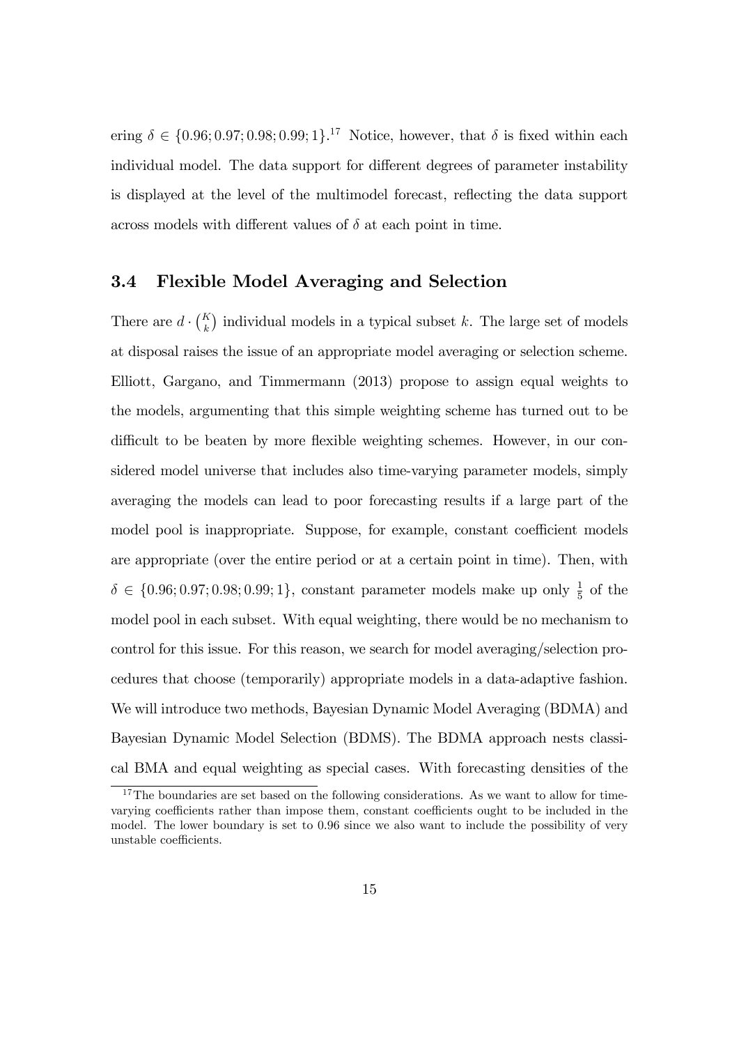ering $\delta \in \{0.96; 0.97; 0.98; 0.99; 1\}$.[17] Notice, however, that $\delta$ is fixed within each individual model. The data support for different degrees of parameter instability is displayed at the level of the multimodel forecast, reflecting the data support across models with different values of $\delta$ at each point in time.

### 3.4 Flexible Model Averaging and Selection

There are $d \cdot \binom{K}{k}$ individual models in a typical subset $k$. The large set of models at disposal raises the issue of an appropriate model averaging or selection scheme. Elliott, Gargano, and Timmermann (2013) propose to assign equal weights to the models, argumenting that this simple weighting scheme has turned out to be difficult to be beaten by more flexible weighting schemes. However, in our considered model universe that includes also time-varying parameter models, simply averaging the models can lead to poor forecasting results if a large part of the model pool is inappropriate. Suppose, for example, constant coefficient models are appropriate (over the entire period or at a certain point in time). Then, with $\delta \in \{0.96; 0.97; 0.98; 0.99; 1\}$, constant parameter models make up only $\frac{1}{5}$ of the model pool in each subset. With equal weighting, there would be no mechanism to control for this issue. For this reason, we search for model averaging/selection procedures that choose (temporarily) appropriate models in a data-adaptive fashion. We will introduce two methods, Bayesian Dynamic Model Averaging (BDMA) and Bayesian Dynamic Model Selection (BDMS). The BDMA approach nests classical BMA and equal weighting as special cases. With forecasting densities of the

[17] The boundaries are set based on the following considerations. As we want to allow for time-varying coefficients rather than impose them, constant coefficients ought to be included in the model. The lower boundary is set to 0.96 since we also want to include the possibility of very unstable coefficients.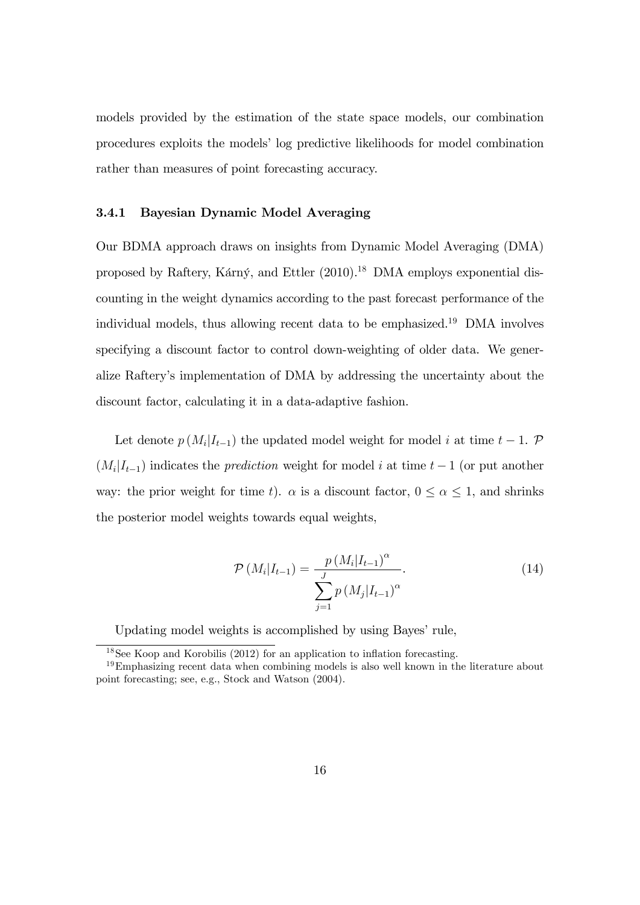models provided by the estimation of the state space models, our combination procedures exploits the models' log predictive likelihoods for model combination rather than measures of point forecasting accuracy.

### 3.4.1 Bayesian Dynamic Model Averaging

Our BDMA approach draws on insights from Dynamic Model Averaging (DMA) proposed by Raftery, Kárný, and Ettler (2010).[18] DMA employs exponential discounting in the weight dynamics according to the past forecast performance of the individual models, thus allowing recent data to be emphasized.[19] DMA involves specifying a discount factor to control down-weighting of older data. We generalize Raftery's implementation of DMA by addressing the uncertainty about the discount factor, calculating it in a data-adaptive fashion.

Let denote $p\left(M_i|I_{t-1}\right)$ the updated model weight for model $i$ at time $t-1$. $\mathcal{P}\left(M_i|I_{t-1}\right)$ indicates the *prediction* weight for model $i$ at time $t-1$ (or put another way: the prior weight for time $t$). $\alpha$ is a discount factor, $0 \leq \alpha \leq 1$, and shrinks the posterior model weights towards equal weights,

$$\mathcal{P}\left(M_i|I_{t-1}\right) = \frac{p\left(M_i|I_{t-1}\right)^{\alpha}}{\sum_{j=1}^{J} p\left(M_j|I_{t-1}\right)^{\alpha}}. \tag{14}$$

Updating model weights is accomplished by using Bayes' rule,

[18] See Koop and Korobilis (2012) for an application to inflation forecasting.

[19] Emphasizing recent data when combining models is also well known in the literature about point forecasting; see, e.g., Stock and Watson (2004).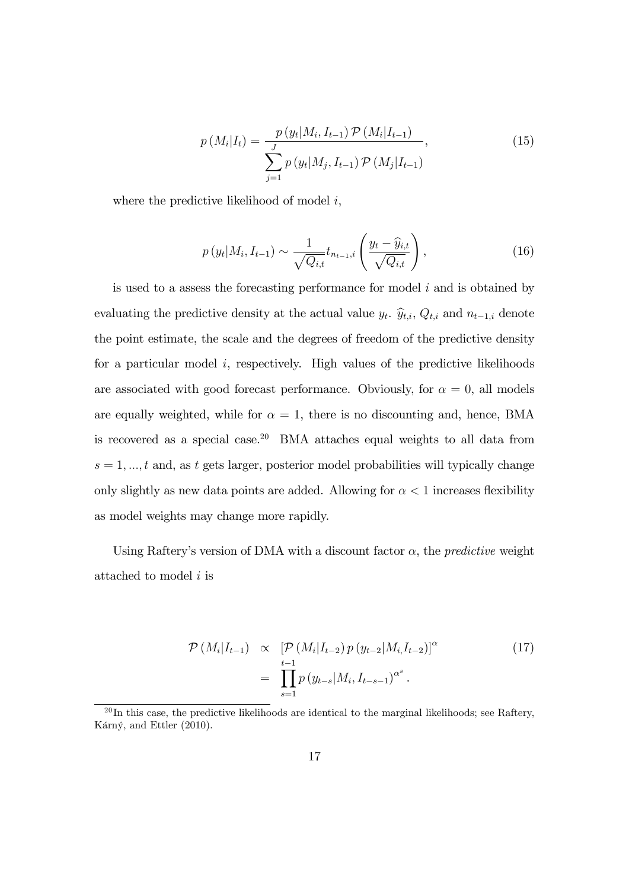$$p(M_i|I_t) = \frac{p(y_t|M_i, I_{t-1}) \mathcal{P}(M_i|I_{t-1})}{\sum_{j=1}^{J} p(y_t|M_j, I_{t-1}) \mathcal{P}(M_j|I_{t-1})}, \tag{15}$$

where the predictive likelihood of model $i$,

$$p(y_t|M_i, I_{t-1}) \sim \frac{1}{\sqrt{Q_{i,t}}} t_{n_{t-1},i} \left( \frac{y_t - \widehat{y}_{i,t}}{\sqrt{Q_{i,t}}} \right), \tag{16}$$

is used to a assess the forecasting performance for model $i$ and is obtained by evaluating the predictive density at the actual value $y_t$. $\widehat{y}_{t,i}$, $Q_{t,i}$ and $n_{t-1,i}$ denote the point estimate, the scale and the degrees of freedom of the predictive density for a particular model $i$, respectively. High values of the predictive likelihoods are associated with good forecast performance. Obviously, for $\alpha = 0$, all models are equally weighted, while for $\alpha = 1$, there is no discounting and, hence, BMA is recovered as a special case.[20] BMA attaches equal weights to all data from $s = 1, ..., t$ and, as $t$ gets larger, posterior model probabilities will typically change only slightly as new data points are added. Allowing for $\alpha < 1$ increases flexibility as model weights may change more rapidly.

Using Raftery's version of DMA with a discount factor $\alpha$, the *predictive* weight attached to model $i$ is

$$\begin{aligned} \mathcal{P}(M_i|I_{t-1}) &\propto [\mathcal{P}(M_i|I_{t-2}) p(y_{t-2}|M_i, I_{t-2})]^{\alpha} \\ &= \prod_{s=1}^{t-1} p(y_{t-s}|M_i, I_{t-s-1})^{\alpha^s}. \end{aligned} \tag{17}$$

[20] In this case, the predictive likelihoods are identical to the marginal likelihoods; see Raftery, Kárný, and Ettler (2010).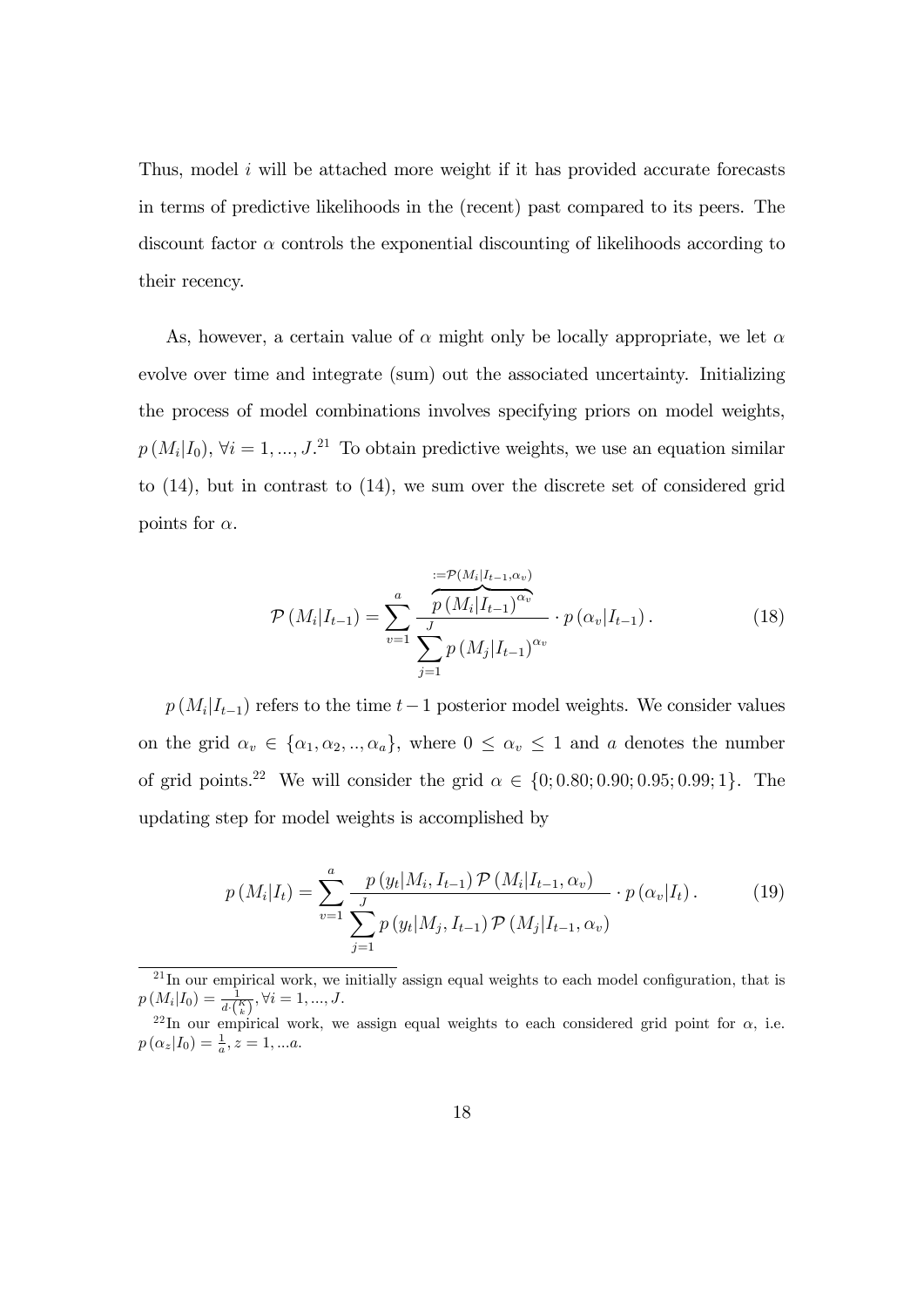Thus, model $i$ will be attached more weight if it has provided accurate forecasts in terms of predictive likelihoods in the (recent) past compared to its peers. The discount factor $\alpha$ controls the exponential discounting of likelihoods according to their recency.

As, however, a certain value of $\alpha$ might only be locally appropriate, we let $\alpha$ evolve over time and integrate (sum) out the associated uncertainty. Initializing the process of model combinations involves specifying priors on model weights, $p(M_i|I_0)$, $\forall i = 1, ..., J$.[21] To obtain predictive weights, we use an equation similar to (14), but in contrast to (14), we sum over the discrete set of considered grid points for $\alpha$.

$$\mathcal{P}(M_i|I_{t-1}) = \sum_{v=1}^{a} \frac{\overbrace{p(M_i|I_{t-1})^{\alpha_v}}^{:=\mathcal{P}(M_i|I_{t-1},\alpha_v)}}{\sum_{j=1}^{J} p(M_j|I_{t-1})^{\alpha_v}} \cdot p(\alpha_v|I_{t-1}). \tag{18}$$

$p(M_i|I_{t-1})$ refers to the time $t-1$ posterior model weights. We consider values on the grid $\alpha_v \in \{\alpha_1, \alpha_2, .., \alpha_a\}$, where $0 \leq \alpha_v \leq 1$ and $a$ denotes the number of grid points.[22] We will consider the grid $\alpha \in \{0; 0.80; 0.90; 0.95; 0.99; 1\}$. The updating step for model weights is accomplished by

$$p(M_i|I_t) = \sum_{v=1}^{a} \frac{p(y_t|M_i, I_{t-1})\,\mathcal{P}(M_i|I_{t-1}, \alpha_v)}{\sum_{j=1}^{J} p(y_t|M_j, I_{t-1})\,\mathcal{P}(M_j|I_{t-1}, \alpha_v)} \cdot p(\alpha_v|I_t). \tag{19}$$

---

[21] In our empirical work, we initially assign equal weights to each model configuration, that is $p(M_i|I_0) = \frac{1}{d \cdot \binom{K}{k}}, \forall i = 1, ..., J$.

[22] In our empirical work, we assign equal weights to each considered grid point for $\alpha$, i.e. $p(\alpha_z|I_0) = \frac{1}{a}, z = 1, ...a$.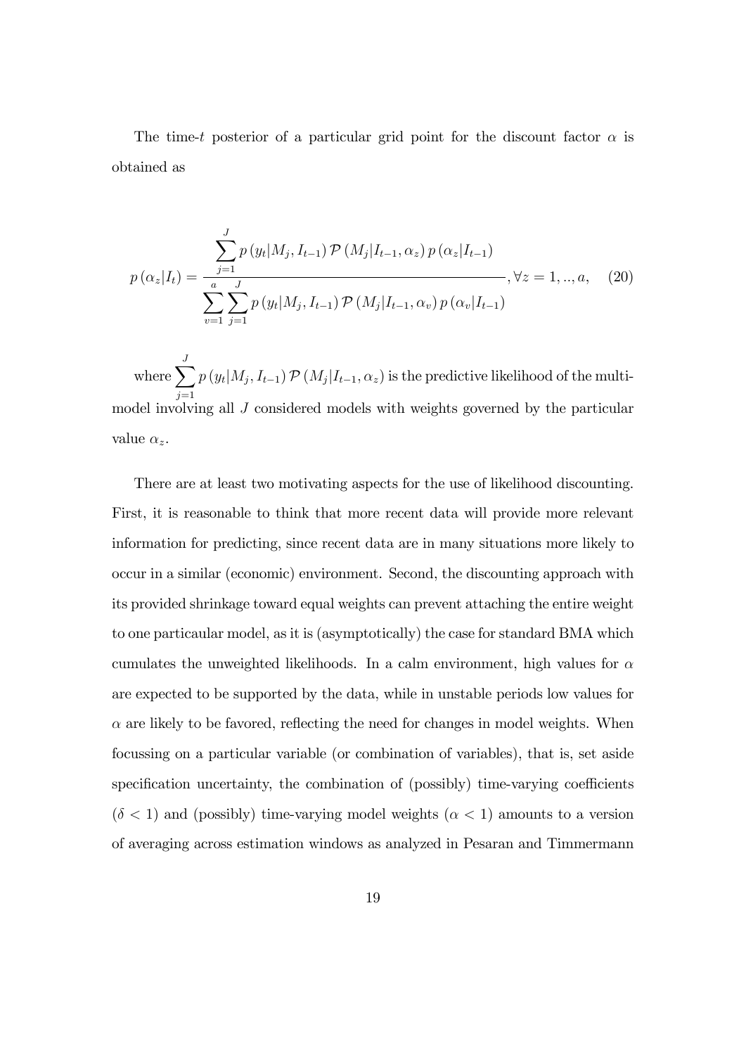The time-$t$ posterior of a particular grid point for the discount factor $\alpha$ is obtained as

$$p(\alpha_z|I_t) = \frac{\sum_{j=1}^{J} p(y_t|M_j, I_{t-1}) \mathcal{P}(M_j|I_{t-1}, \alpha_z) p(\alpha_z|I_{t-1})}{\sum_{v=1}^{a} \sum_{j=1}^{J} p(y_t|M_j, I_{t-1}) \mathcal{P}(M_j|I_{t-1}, \alpha_v) p(\alpha_v|I_{t-1})}, \forall z = 1, .., a, \quad (20)$$

where $\sum_{j=1}^{J} p(y_t|M_j, I_{t-1}) \mathcal{P}(M_j|I_{t-1}, \alpha_z)$ is the predictive likelihood of the multi-model involving all $J$ considered models with weights governed by the particular value $\alpha_z$.

There are at least two motivating aspects for the use of likelihood discounting. First, it is reasonable to think that more recent data will provide more relevant information for predicting, since recent data are in many situations more likely to occur in a similar (economic) environment. Second, the discounting approach with its provided shrinkage toward equal weights can prevent attaching the entire weight to one particaular model, as it is (asymptotically) the case for standard BMA which cumulates the unweighted likelihoods. In a calm environment, high values for $\alpha$ are expected to be supported by the data, while in unstable periods low values for $\alpha$ are likely to be favored, reflecting the need for changes in model weights. When focussing on a particular variable (or combination of variables), that is, set aside specification uncertainty, the combination of (possibly) time-varying coefficients ($\delta < 1$) and (possibly) time-varying model weights ($\alpha < 1$) amounts to a version of averaging across estimation windows as analyzed in Pesaran and Timmermann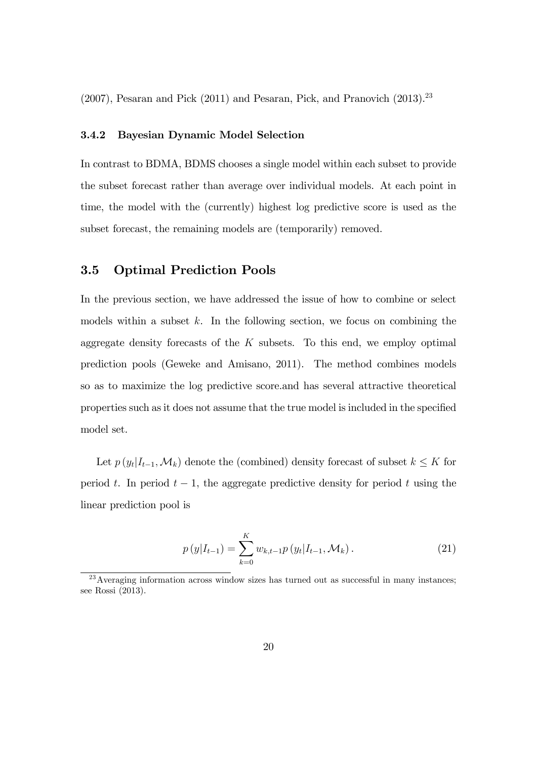(2007), Pesaran and Pick (2011) and Pesaran, Pick, and Pranovich (2013).[23]

#### 3.4.2 Bayesian Dynamic Model Selection

In contrast to BDMA, BDMS chooses a single model within each subset to provide the subset forecast rather than average over individual models. At each point in time, the model with the (currently) highest log predictive score is used as the subset forecast, the remaining models are (temporarily) removed.

### 3.5 Optimal Prediction Pools

In the previous section, we have addressed the issue of how to combine or select models within a subset $k$. In the following section, we focus on combining the aggregate density forecasts of the $K$ subsets. To this end, we employ optimal prediction pools (Geweke and Amisano, 2011). The method combines models so as to maximize the log predictive score.and has several attractive theoretical properties such as it does not assume that the true model is included in the specified model set.

Let $p(y_t|I_{t-1}, \mathcal{M}_k)$ denote the (combined) density forecast of subset $k \leq K$ for period $t$. In period $t-1$, the aggregate predictive density for period $t$ using the linear prediction pool is

$$p(y|I_{t-1}) = \sum_{k=0}^{K} w_{k,t-1} p(y_t|I_{t-1}, \mathcal{M}_k). \tag{21}$$

[23] Averaging information across window sizes has turned out as successful in many instances; see Rossi (2013).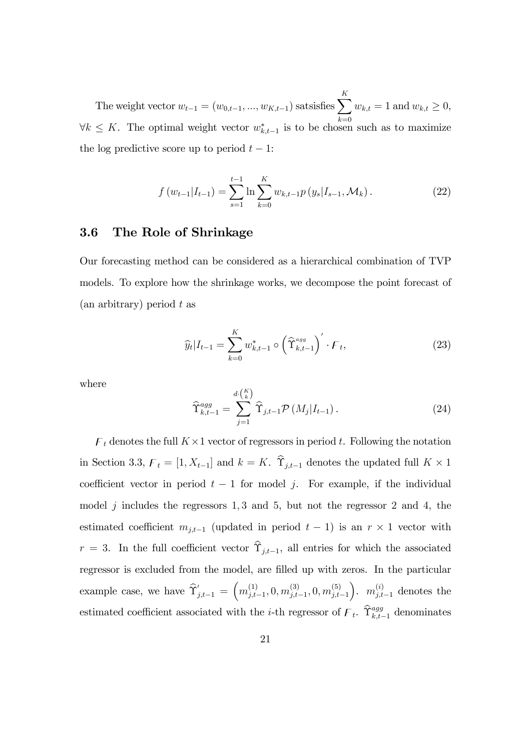The weight vector $w_{t-1} = (w_{0,t-1}, ..., w_{K,t-1})$ satsisfies $\sum_{k=0}^{K} w_{k,t} = 1$ and $w_{k,t} \geq 0$, $\forall k \leq K$. The optimal weight vector $w^{*}_{k,t-1}$ is to be chosen such as to maximize the log predictive score up to period $t-1$:

$$f\left(w_{t-1}|I_{t-1}\right) = \sum_{s=1}^{t-1} \ln \sum_{k=0}^{K} w_{k,t-1} p\left(y_s|I_{s-1}, \mathcal{M}_k\right). \tag{22}$$

### 3.6 The Role of Shrinkage

Our forecasting method can be considered as a hierarchical combination of TVP models. To explore how the shrinkage works, we decompose the point forecast of (an arbitrary) period $t$ as

$$\widehat{y}_t|I_{t-1} = \sum_{k=0}^{K} w^{*}_{k,t-1} \circ \left(\widehat{\Upsilon}^{agg}_{k,t-1}\right)' \cdot \digamma_t, \tag{23}$$

where

$$\widehat{\Upsilon}^{agg}_{k,t-1} = \sum_{j=1}^{d \cdot \binom{K}{k}} \widehat{\Upsilon}_{j,t-1} \mathcal{P}\left(M_j|I_{t-1}\right). \tag{24}$$

$\digamma_t$ denotes the full $K \times 1$ vector of regressors in period $t$. Following the notation in Section 3.3, $\digamma_t = [1, X_{t-1}]$ and $k = K$. $\widehat{\Upsilon}_{j,t-1}$ denotes the updated full $K \times 1$ coefficient vector in period $t-1$ for model $j$. For example, if the individual model $j$ includes the regressors $1, 3$ and $5$, but not the regressor $2$ and $4$, the estimated coefficient $m_{j,t-1}$ (updated in period $t-1$) is an $r \times 1$ vector with $r = 3$. In the full coefficient vector $\widehat{\Upsilon}_{j,t-1}$, all entries for which the associated regressor is excluded from the model, are filled up with zeros. In the particular example case, we have $\widehat{\Upsilon}'_{j,t-1} = \left(m^{(1)}_{j,t-1}, 0, m^{(3)}_{j,t-1}, 0, m^{(5)}_{j,t-1}\right)$. $m^{(i)}_{j,t-1}$ denotes the estimated coefficient associated with the $i$-th regressor of $\digamma_t$. $\widehat{\Upsilon}^{agg}_{k,t-1}$ denominates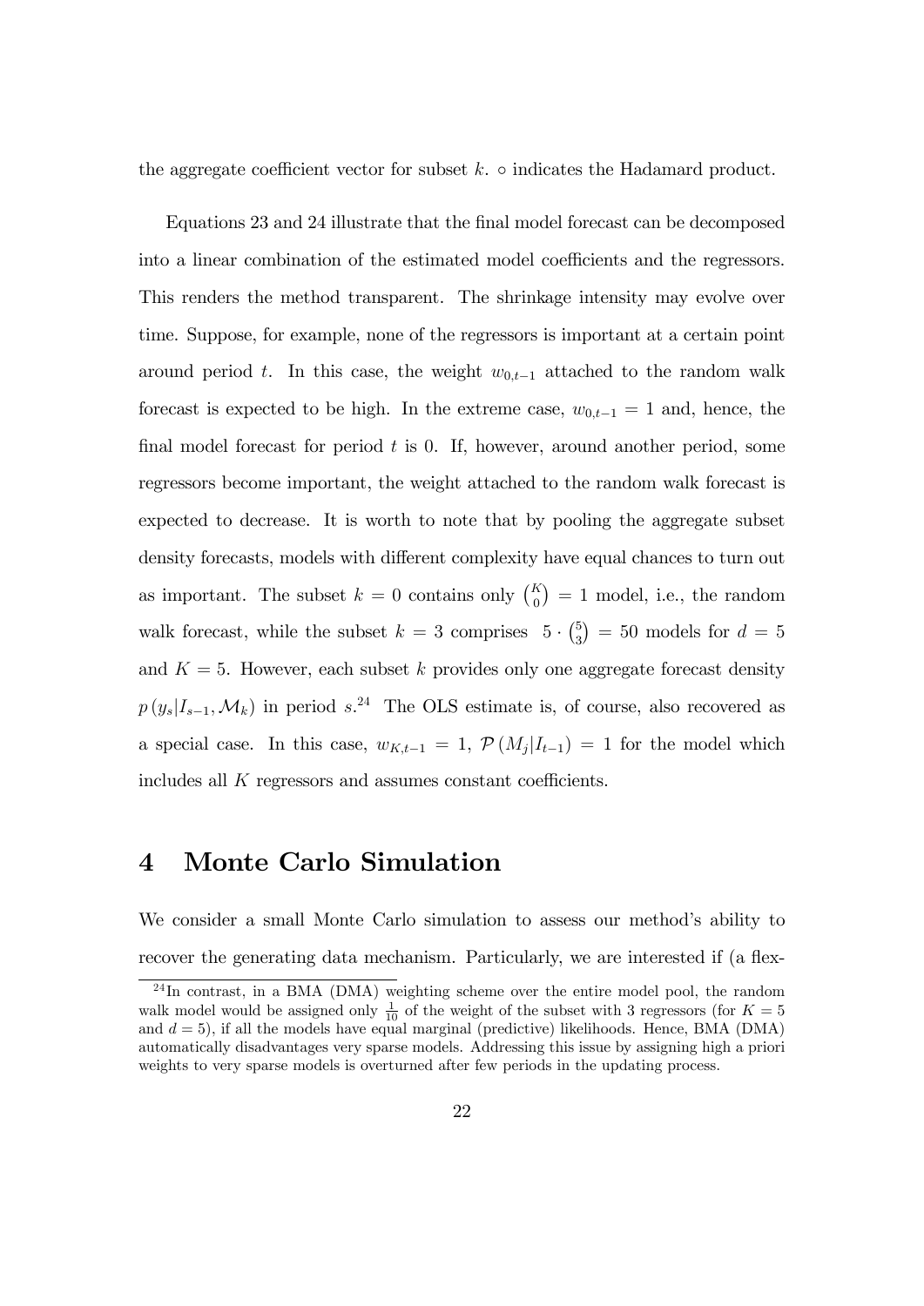the aggregate coefficient vector for subset $k$. $\circ$ indicates the Hadamard product.

Equations 23 and 24 illustrate that the final model forecast can be decomposed into a linear combination of the estimated model coefficients and the regressors. This renders the method transparent. The shrinkage intensity may evolve over time. Suppose, for example, none of the regressors is important at a certain point around period $t$. In this case, the weight $w_{0,t-1}$ attached to the random walk forecast is expected to be high. In the extreme case, $w_{0,t-1} = 1$ and, hence, the final model forecast for period $t$ is 0. If, however, around another period, some regressors become important, the weight attached to the random walk forecast is expected to decrease. It is worth to note that by pooling the aggregate subset density forecasts, models with different complexity have equal chances to turn out as important. The subset $k = 0$ contains only $\binom{K}{0} = 1$ model, i.e., the random walk forecast, while the subset $k = 3$ comprises $5 \cdot \binom{5}{3} = 50$ models for $d = 5$ and $K = 5$. However, each subset $k$ provides only one aggregate forecast density $p(y_s|I_{s-1}, \mathcal{M}_k)$ in period $s$.[24] The OLS estimate is, of course, also recovered as a special case. In this case, $w_{K,t-1} = 1$, $\mathcal{P}(M_j|I_{t-1}) = 1$ for the model which includes all $K$ regressors and assumes constant coefficients.

# 4 Monte Carlo Simulation

We consider a small Monte Carlo simulation to assess our method's ability to recover the generating data mechanism. Particularly, we are interested if (a flex-

[24] In contrast, in a BMA (DMA) weighting scheme over the entire model pool, the random walk model would be assigned only $\frac{1}{10}$ of the weight of the subset with 3 regressors (for $K = 5$ and $d = 5$), if all the models have equal marginal (predictive) likelihoods. Hence, BMA (DMA) automatically disadvantages very sparse models. Addressing this issue by assigning high a priori weights to very sparse models is overturned after few periods in the updating process.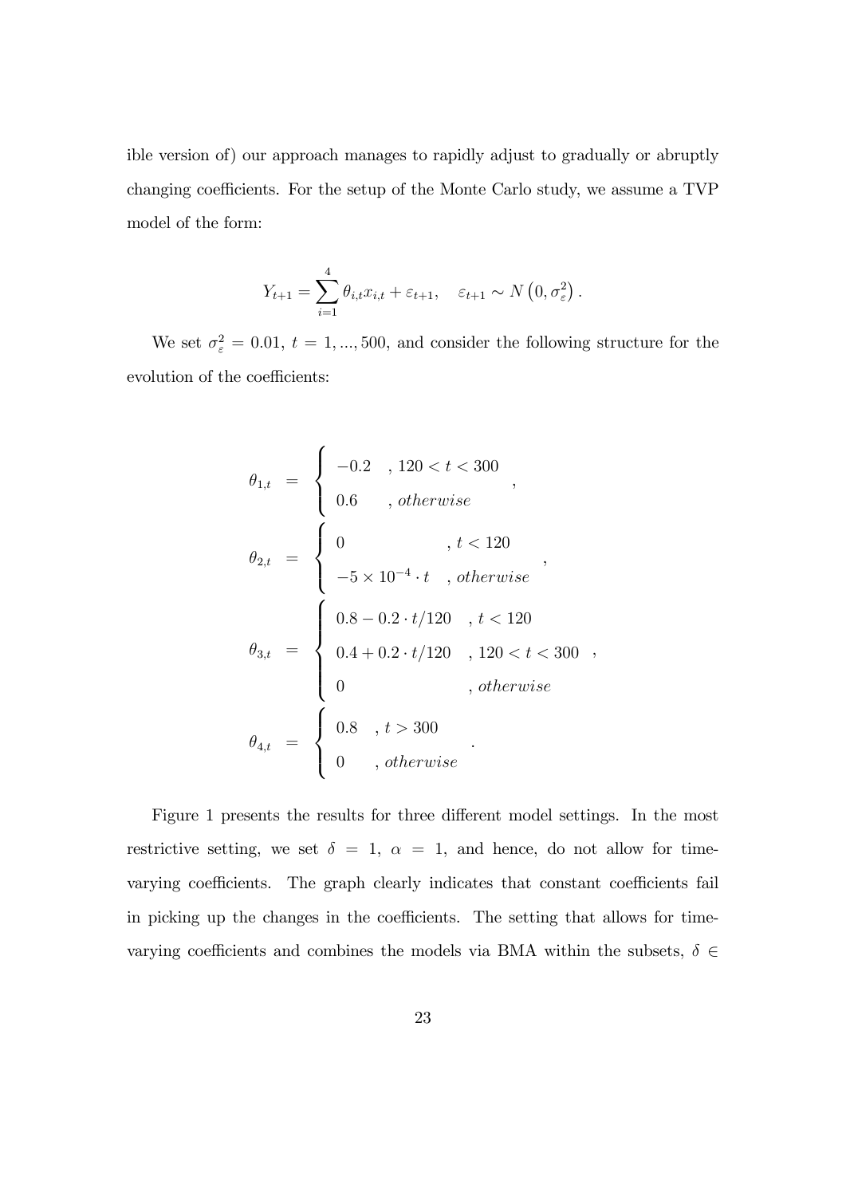ible version of) our approach manages to rapidly adjust to gradually or abruptly changing coefficients. For the setup of the Monte Carlo study, we assume a TVP model of the form:

$$Y_{t+1} = \sum_{i=1}^{4} \theta_{i,t} x_{i,t} + \varepsilon_{t+1}, \quad \varepsilon_{t+1} \sim N\left(0, \sigma_{\varepsilon}^{2}\right).$$

We set $\sigma_{\varepsilon}^{2} = 0.01$, $t = 1, ..., 500$, and consider the following structure for the evolution of the coefficients:

$$\begin{aligned}
\theta_{1,t} &= \begin{cases} -0.2 & , 120 < t < 300 \\ 0.6 & , otherwise \end{cases}, \\
\theta_{2,t} &= \begin{cases} 0 & , t < 120 \\ -5 \times 10^{-4} \cdot t & , otherwise \end{cases}, \\
\theta_{3,t} &= \begin{cases} 0.8 - 0.2 \cdot t/120 & , t < 120 \\ 0.4 + 0.2 \cdot t/120 & , 120 < t < 300 \\ 0 & , otherwise \end{cases}, \\
\theta_{4,t} &= \begin{cases} 0.8 & , t > 300 \\ 0 & , otherwise \end{cases}.
\end{aligned}$$

Figure 1 presents the results for three different model settings. In the most restrictive setting, we set $\delta = 1$, $\alpha = 1$, and hence, do not allow for time-varying coefficients. The graph clearly indicates that constant coefficients fail in picking up the changes in the coefficients. The setting that allows for time-varying coefficients and combines the models via BMA within the subsets, $\delta \in$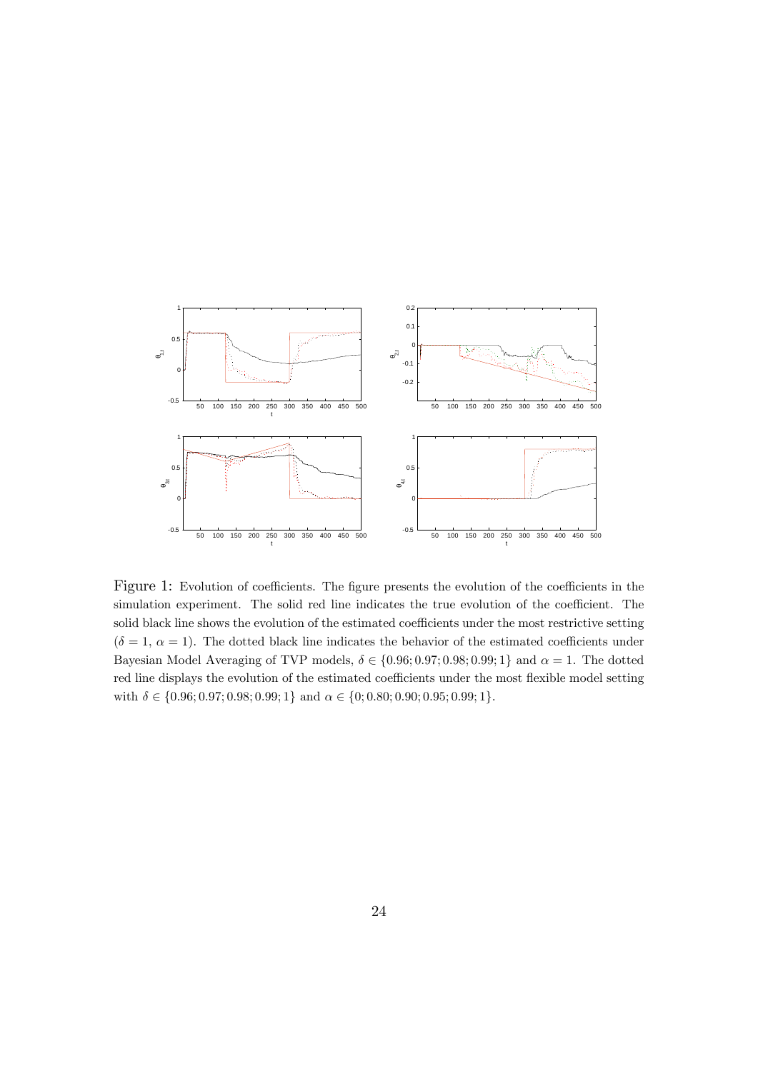Figure 1: Evolution of coefficients. The figure presents the evolution of the coefficients in the simulation experiment. The solid red line indicates the true evolution of the coefficient. The solid black line shows the evolution of the estimated coefficients under the most restrictive setting ($\delta = 1$, $\alpha = 1$). The dotted black line indicates the behavior of the estimated coefficients under Bayesian Model Averaging of TVP models, $\delta \in \{0.96; 0.97; 0.98; 0.99; 1\}$ and $\alpha = 1$. The dotted red line displays the evolution of the estimated coefficients under the most flexible model setting with $\delta \in \{0.96; 0.97; 0.98; 0.99; 1\}$ and $\alpha \in \{0; 0.80; 0.90; 0.95; 0.99; 1\}$.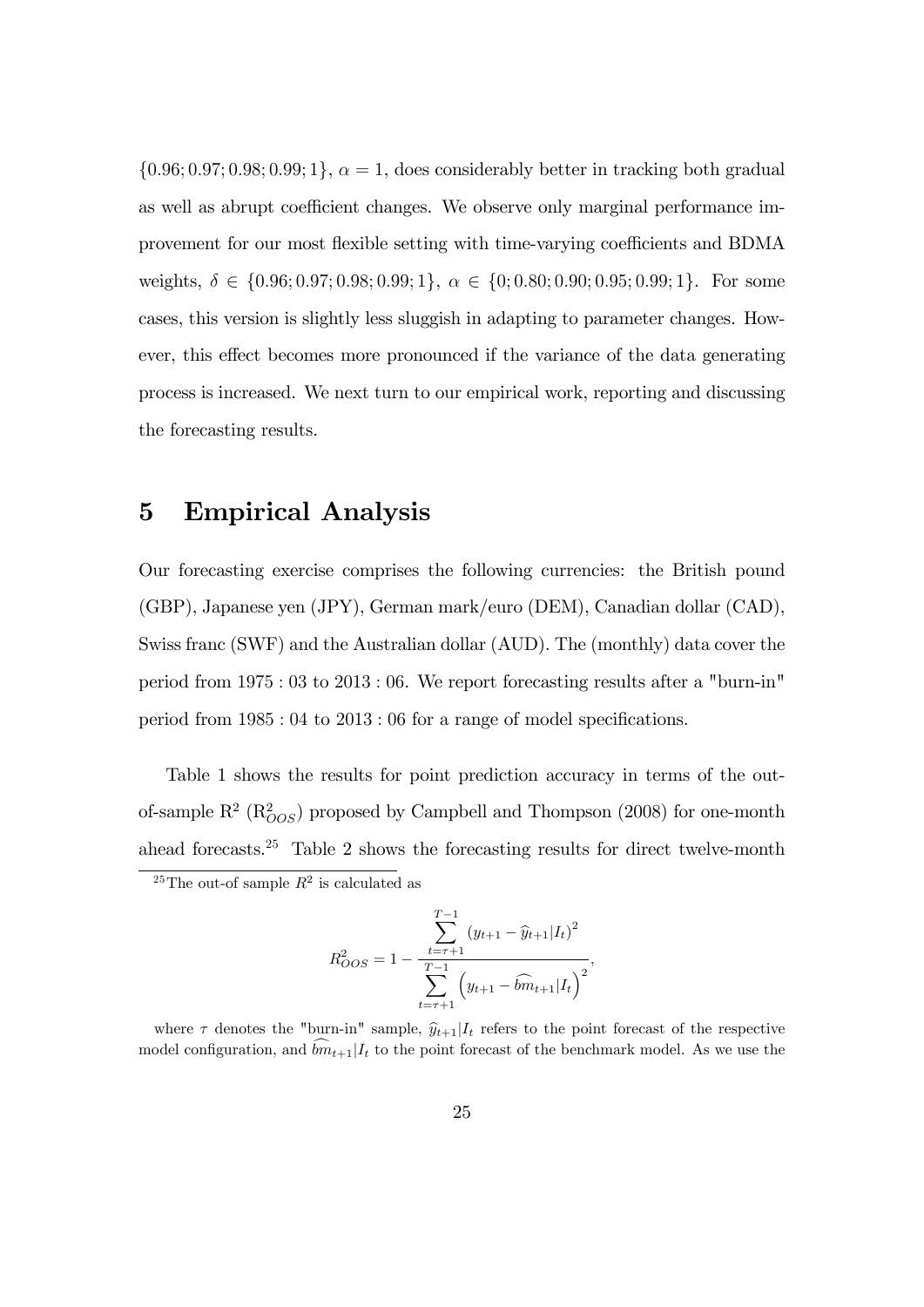$\{0.96; 0.97; 0.98; 0.99; 1\}$, $\alpha = 1$, does considerably better in tracking both gradual as well as abrupt coefficient changes. We observe only marginal performance improvement for our most flexible setting with time-varying coefficients and BDMA weights, $\delta \in \{0.96; 0.97; 0.98; 0.99; 1\}$, $\alpha \in \{0; 0.80; 0.90; 0.95; 0.99; 1\}$. For some cases, this version is slightly less sluggish in adapting to parameter changes. However, this effect becomes more pronounced if the variance of the data generating process is increased. We next turn to our empirical work, reporting and discussing the forecasting results.

# 5 Empirical Analysis

Our forecasting exercise comprises the following currencies: the British pound (GBP), Japanese yen (JPY), German mark/euro (DEM), Canadian dollar (CAD), Swiss franc (SWF) and the Australian dollar (AUD). The (monthly) data cover the period from 1975 : 03 to 2013 : 06. We report forecasting results after a "burn-in" period from 1985 : 04 to 2013 : 06 for a range of model specifications.

Table 1 shows the results for point prediction accuracy in terms of the out-of-sample $R^2$ ($R^2_{OOS}$) proposed by Campbell and Thompson (2008) for one-month ahead forecasts.[25] Table 2 shows the forecasting results for direct twelve-month

[25] The out-of sample $R^2$ is calculated as

$$R^2_{OOS} = 1 - \frac{\sum_{t=\tau+1}^{T-1} \left(y_{t+1} - \widehat{y}_{t+1}|I_t\right)^2}{\sum_{t=\tau+1}^{T-1} \left(y_{t+1} - \widehat{bm}_{t+1}|I_t\right)^2},$$

where $\tau$ denotes the "burn-in" sample, $\widehat{y}_{t+1}|I_t$ refers to the point forecast of the respective model configuration, and $\widehat{bm}_{t+1}|I_t$ to the point forecast of the benchmark model. As we use the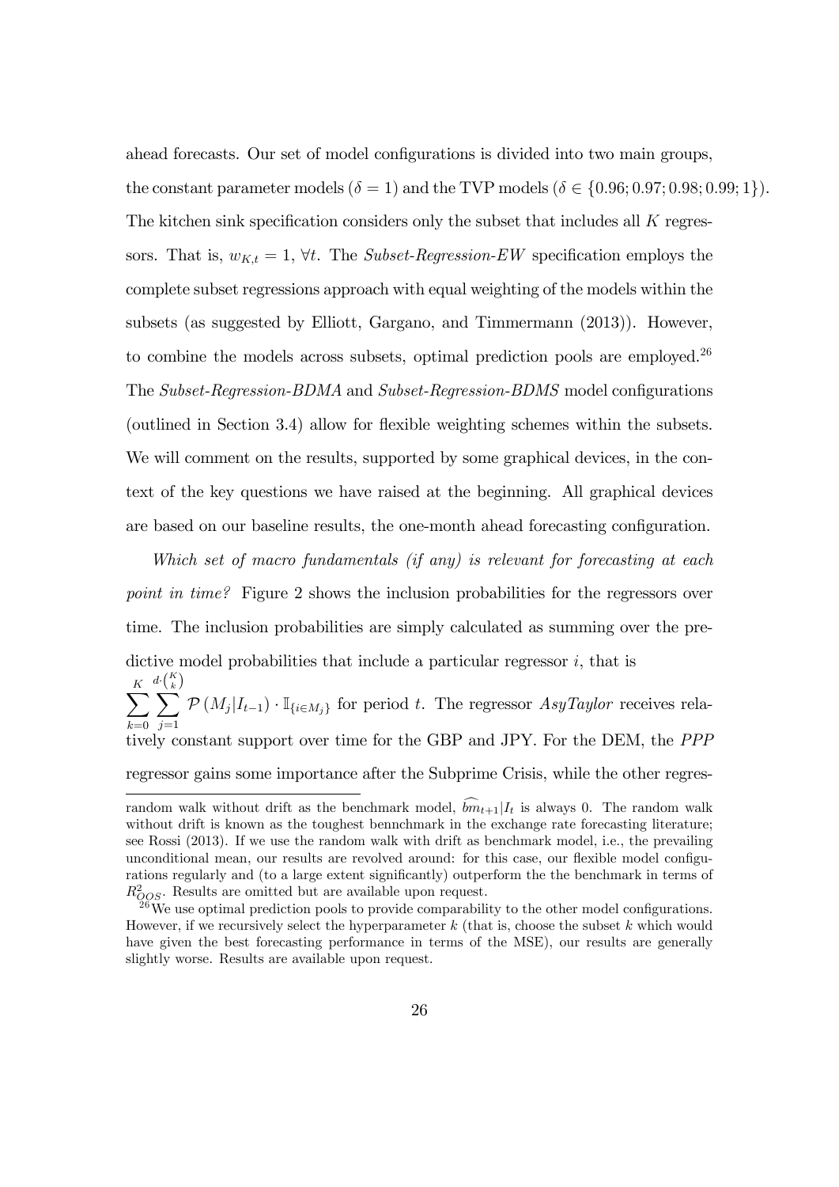ahead forecasts. Our set of model configurations is divided into two main groups, the constant parameter models ($\delta = 1$) and the TVP models ($\delta \in \{0.96; 0.97; 0.98; 0.99; 1\}$). The kitchen sink specification considers only the subset that includes all $K$ regressors. That is, $w_{K,t} = 1$, $\forall t$. The *Subset-Regression-EW* specification employs the complete subset regressions approach with equal weighting of the models within the subsets (as suggested by Elliott, Gargano, and Timmermann (2013)). However, to combine the models across subsets, optimal prediction pools are employed.[26] The *Subset-Regression-BDMA* and *Subset-Regression-BDMS* model configurations (outlined in Section 3.4) allow for flexible weighting schemes within the subsets. We will comment on the results, supported by some graphical devices, in the context of the key questions we have raised at the beginning. All graphical devices are based on our baseline results, the one-month ahead forecasting configuration.

*Which set of macro fundamentals (if any) is relevant for forecasting at each point in time?* Figure 2 shows the inclusion probabilities for the regressors over time. The inclusion probabilities are simply calculated as summing over the predictive model probabilities that include a particular regressor $i$, that is $\sum_{k=0}^{K} \sum_{j=1}^{d \cdot \binom{K}{k}} \mathcal{P}(M_j | I_{t-1}) \cdot \mathbb{I}_{\{i \in M_j\}}$ for period $t$. The regressor *AsyTaylor* receives relatively constant support over time for the GBP and JPY. For the DEM, the *PPP* regressor gains some importance after the Subprime Crisis, while the other regres-

random walk without drift as the benchmark model, $\widehat{bm}_{t+1}|I_t$ is always 0. The random walk without drift is known as the toughest bennchmark in the exchange rate forecasting literature; see Rossi (2013). If we use the random walk with drift as benchmark model, i.e., the prevailing unconditional mean, our results are revolved around: for this case, our flexible model configurations regularly and (to a large extent significantly) outperform the the benchmark in terms of $R^2_{OOS}$. Results are omitted but are available upon request.

[26] We use optimal prediction pools to provide comparability to the other model configurations. However, if we recursively select the hyperparameter $k$ (that is, choose the subset $k$ which would have given the best forecasting performance in terms of the MSE), our results are generally slightly worse. Results are available upon request.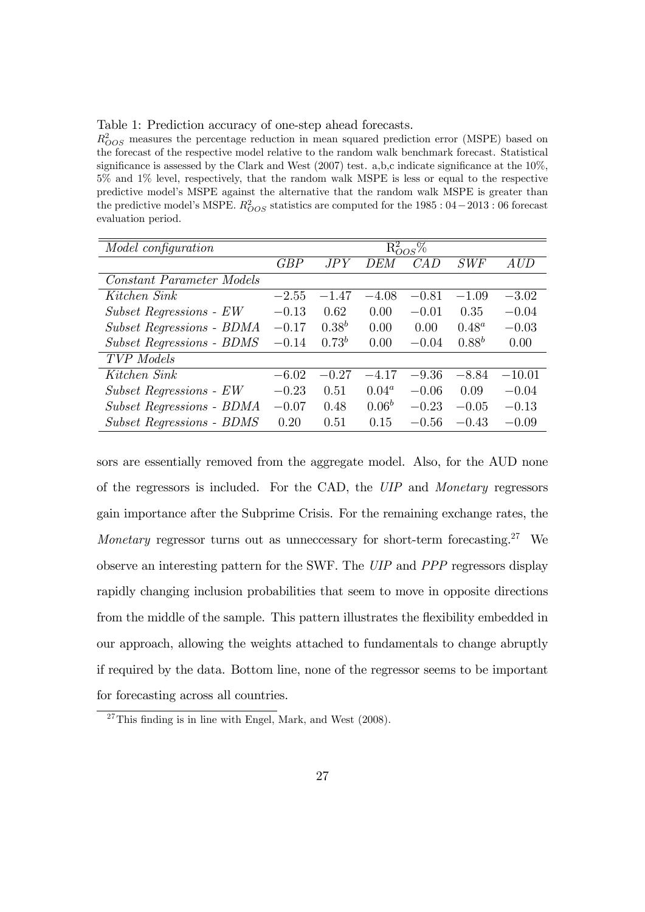Table 1: Prediction accuracy of one-step ahead forecasts.

$R^2_{OOS}$ measures the percentage reduction in mean squared prediction error (MSPE) based on the forecast of the respective model relative to the random walk benchmark forecast. Statistical significance is assessed by the Clark and West (2007) test. a,b,c indicate significance at the 10%, 5% and 1% level, respectively, that the random walk MSPE is less or equal to the respective predictive model's MSPE against the alternative that the random walk MSPE is greater than the predictive model's MSPE. $R^2_{OOS}$ statistics are computed for the $1985:04-2013:06$ forecast evaluation period.

| *Model configuration* | $R^2_{OOS}\%$ | | | | | |
|---|---|---|---|---|---|---|
| | *GBP* | *JPY* | *DEM* | *CAD* | *SWF* | *AUD* |
| *Constant Parameter Models* | | | | | | |
| *Kitchen Sink* | $-2.55$ | $-1.47$ | $-4.08$ | $-0.81$ | $-1.09$ | $-3.02$ |
| *Subset Regressions - EW* | $-0.13$ | $0.62$ | $0.00$ | $-0.01$ | $0.35$ | $-0.04$ |
| *Subset Regressions - BDMA* | $-0.17$ | $0.38^b$ | $0.00$ | $0.00$ | $0.48^a$ | $-0.03$ |
| *Subset Regressions - BDMS* | $-0.14$ | $0.73^b$ | $0.00$ | $-0.04$ | $0.88^b$ | $0.00$ |
| *TVP Models* | | | | | | |
| *Kitchen Sink* | $-6.02$ | $-0.27$ | $-4.17$ | $-9.36$ | $-8.84$ | $-10.01$ |
| *Subset Regressions - EW* | $-0.23$ | $0.51$ | $0.04^a$ | $-0.06$ | $0.09$ | $-0.04$ |
| *Subset Regressions - BDMA* | $-0.07$ | $0.48$ | $0.06^b$ | $-0.23$ | $-0.05$ | $-0.13$ |
| *Subset Regressions - BDMS* | $0.20$ | $0.51$ | $0.15$ | $-0.56$ | $-0.43$ | $-0.09$ |

sors are essentially removed from the aggregate model. Also, for the AUD none of the regressors is included. For the CAD, the *UIP* and *Monetary* regressors gain importance after the Subprime Crisis. For the remaining exchange rates, the *Monetary* regressor turns out as unneccessary for short-term forecasting.[27] We observe an interesting pattern for the SWF. The *UIP* and *PPP* regressors display rapidly changing inclusion probabilities that seem to move in opposite directions from the middle of the sample. This pattern illustrates the flexibility embedded in our approach, allowing the weights attached to fundamentals to change abruptly if required by the data. Bottom line, none of the regressor seems to be important for forecasting across all countries.

[27] This finding is in line with Engel, Mark, and West (2008).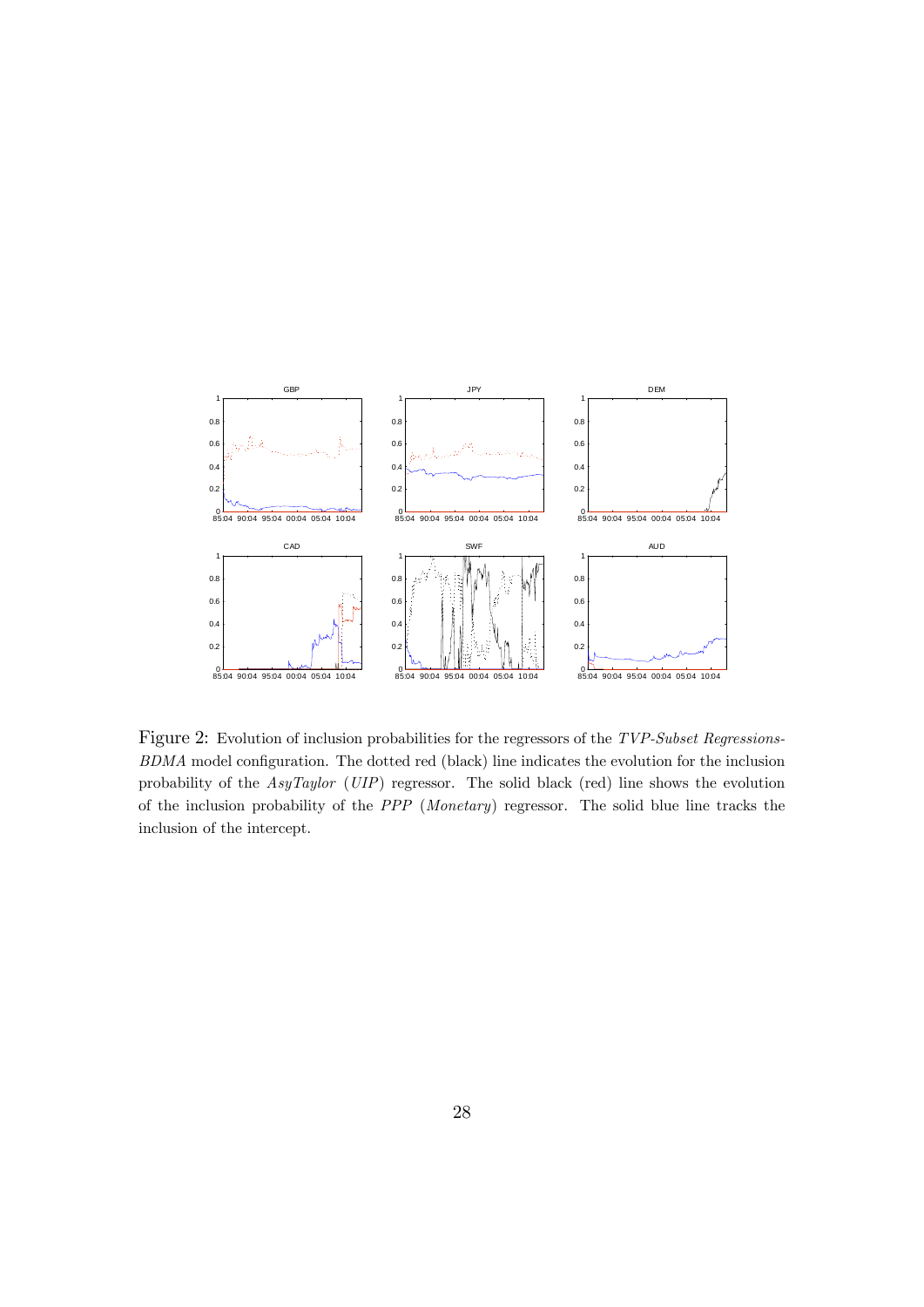Figure 2: Evolution of inclusion probabilities for the regressors of the *TVP-Subset Regressions-BDMA* model configuration. The dotted red (black) line indicates the evolution for the inclusion probability of the *AsyTaylor* (*UIP*) regressor. The solid black (red) line shows the evolution of the inclusion probability of the *PPP* (*Monetary*) regressor. The solid blue line tracks the inclusion of the intercept.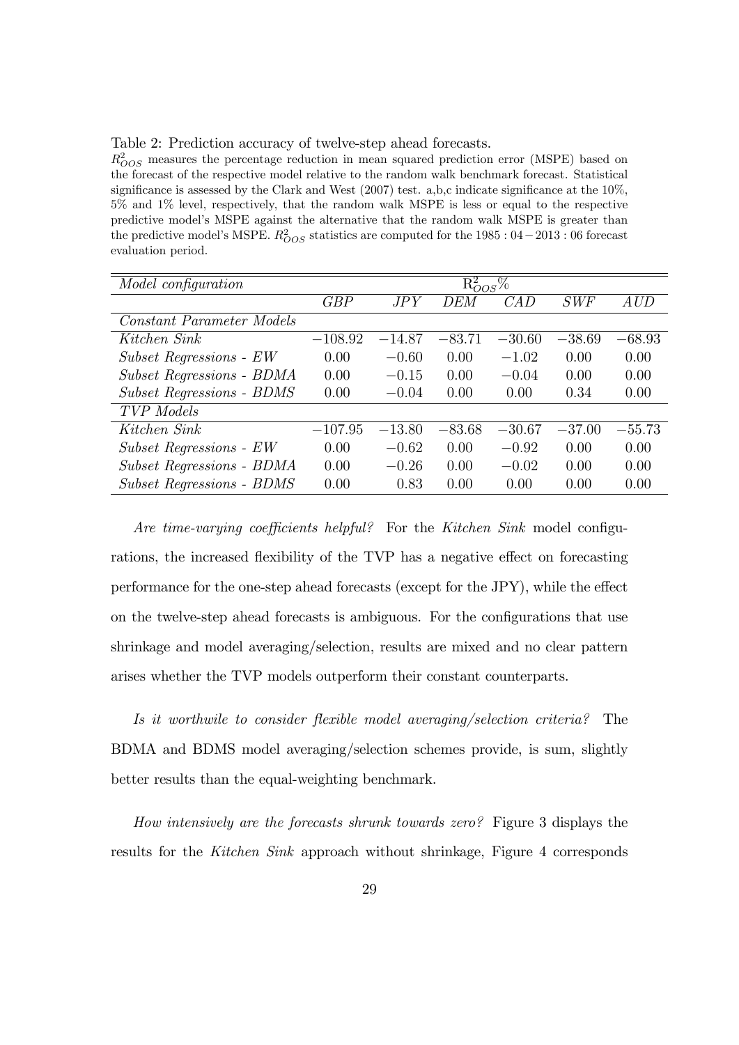Table 2: Prediction accuracy of twelve-step ahead forecasts.

$R^2_{OOS}$ measures the percentage reduction in mean squared prediction error (MSPE) based on the forecast of the respective model relative to the random walk benchmark forecast. Statistical significance is assessed by the Clark and West (2007) test. a,b,c indicate significance at the 10%, 5% and 1% level, respectively, that the random walk MSPE is less or equal to the respective predictive model's MSPE against the alternative that the random walk MSPE is greater than the predictive model's MSPE. $R^2_{OOS}$ statistics are computed for the 1985 : 04 − 2013 : 06 forecast evaluation period.

| *Model configuration* | $R^2_{OOS}$% | | | | | |
|---|---|---|---|---|---|---|
| | *GBP* | *JPY* | *DEM* | *CAD* | *SWF* | *AUD* |
| *Constant Parameter Models* | | | | | | |
| *Kitchen Sink* | −108.92 | −14.87 | −83.71 | −30.60 | −38.69 | −68.93 |
| *Subset Regressions - EW* | 0.00 | −0.60 | 0.00 | −1.02 | 0.00 | 0.00 |
| *Subset Regressions - BDMA* | 0.00 | −0.15 | 0.00 | −0.04 | 0.00 | 0.00 |
| *Subset Regressions - BDMS* | 0.00 | −0.04 | 0.00 | 0.00 | 0.34 | 0.00 |
| *TVP Models* | | | | | | |
| *Kitchen Sink* | −107.95 | −13.80 | −83.68 | −30.67 | −37.00 | −55.73 |
| *Subset Regressions - EW* | 0.00 | −0.62 | 0.00 | −0.92 | 0.00 | 0.00 |
| *Subset Regressions - BDMA* | 0.00 | −0.26 | 0.00 | −0.02 | 0.00 | 0.00 |
| *Subset Regressions - BDMS* | 0.00 | 0.83 | 0.00 | 0.00 | 0.00 | 0.00 |

*Are time-varying coefficients helpful?* For the *Kitchen Sink* model configurations, the increased flexibility of the TVP has a negative effect on forecasting performance for the one-step ahead forecasts (except for the JPY), while the effect on the twelve-step ahead forecasts is ambiguous. For the configurations that use shrinkage and model averaging/selection, results are mixed and no clear pattern arises whether the TVP models outperform their constant counterparts.

*Is it worthwile to consider flexible model averaging/selection criteria?* The BDMA and BDMS model averaging/selection schemes provide, is sum, slightly better results than the equal-weighting benchmark.

*How intensively are the forecasts shrunk towards zero?* Figure 3 displays the results for the *Kitchen Sink* approach without shrinkage, Figure 4 corresponds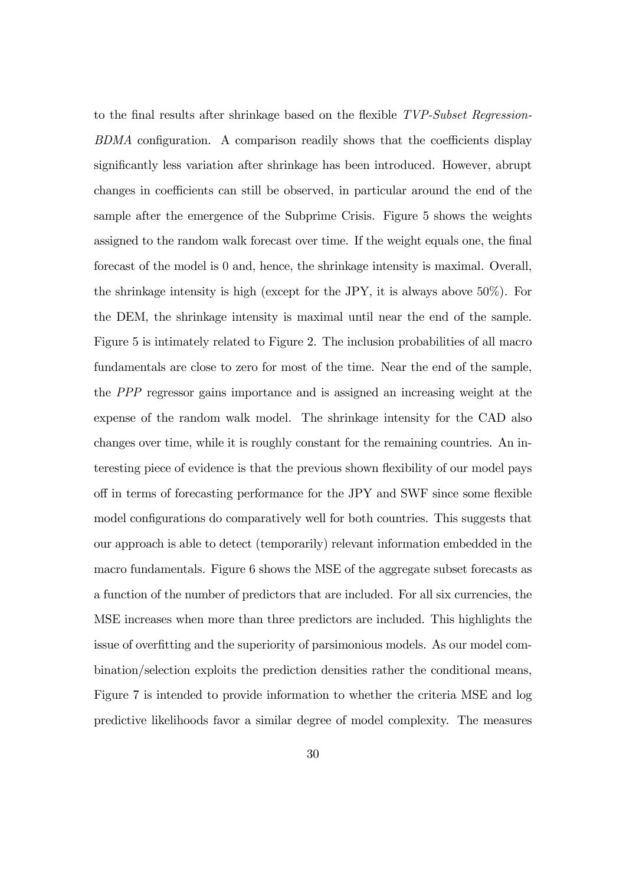to the final results after shrinkage based on the flexible *TVP-Subset Regression-BDMA* configuration. A comparison readily shows that the coefficients display significantly less variation after shrinkage has been introduced. However, abrupt changes in coefficients can still be observed, in particular around the end of the sample after the emergence of the Subprime Crisis. Figure 5 shows the weights assigned to the random walk forecast over time. If the weight equals one, the final forecast of the model is 0 and, hence, the shrinkage intensity is maximal. Overall, the shrinkage intensity is high (except for the JPY, it is always above 50%). For the DEM, the shrinkage intensity is maximal until near the end of the sample. Figure 5 is intimately related to Figure 2. The inclusion probabilities of all macro fundamentals are close to zero for most of the time. Near the end of the sample, the *PPP* regressor gains importance and is assigned an increasing weight at the expense of the random walk model. The shrinkage intensity for the CAD also changes over time, while it is roughly constant for the remaining countries. An interesting piece of evidence is that the previous shown flexibility of our model pays off in terms of forecasting performance for the JPY and SWF since some flexible model configurations do comparatively well for both countries. This suggests that our approach is able to detect (temporarily) relevant information embedded in the macro fundamentals. Figure 6 shows the MSE of the aggregate subset forecasts as a function of the number of predictors that are included. For all six currencies, the MSE increases when more than three predictors are included. This highlights the issue of overfitting and the superiority of parsimonious models. As our model combination/selection exploits the prediction densities rather the conditional means, Figure 7 is intended to provide information to whether the criteria MSE and log predictive likelihoods favor a similar degree of model complexity. The measures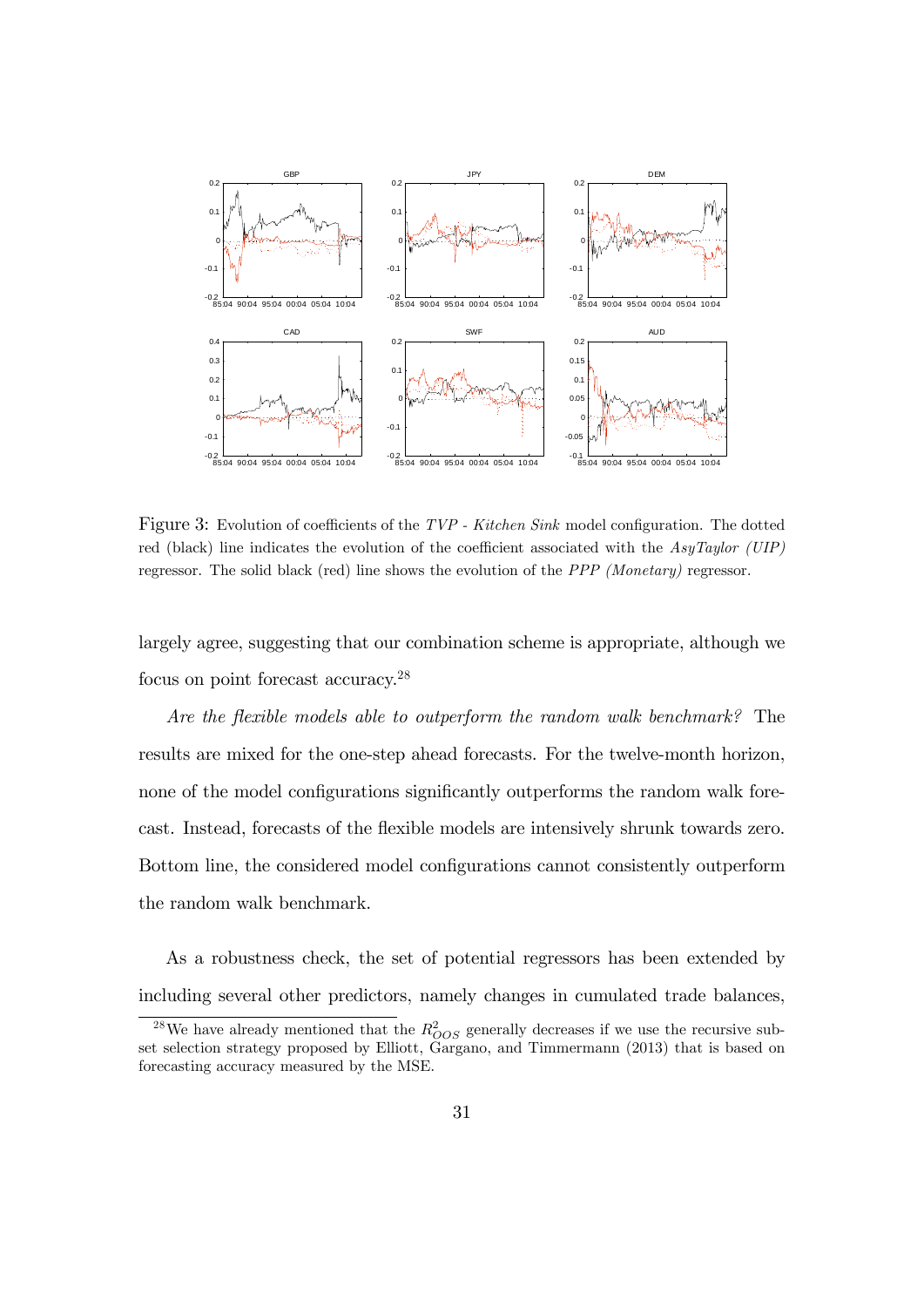Figure 3: Evolution of coefficients of the *TVP - Kitchen Sink* model configuration. The dotted red (black) line indicates the evolution of the coefficient associated with the *AsyTaylor (UIP)* regressor. The solid black (red) line shows the evolution of the *PPP (Monetary)* regressor.

largely agree, suggesting that our combination scheme is appropriate, although we focus on point forecast accuracy.[28]

*Are the flexible models able to outperform the random walk benchmark?* The results are mixed for the one-step ahead forecasts. For the twelve-month horizon, none of the model configurations significantly outperforms the random walk forecast. Instead, forecasts of the flexible models are intensively shrunk towards zero. Bottom line, the considered model configurations cannot consistently outperform the random walk benchmark.

As a robustness check, the set of potential regressors has been extended by including several other predictors, namely changes in cumulated trade balances,

[28] We have already mentioned that the $R^2_{OOS}$ generally decreases if we use the recursive subset selection strategy proposed by Elliott, Gargano, and Timmermann (2013) that is based on forecasting accuracy measured by the MSE.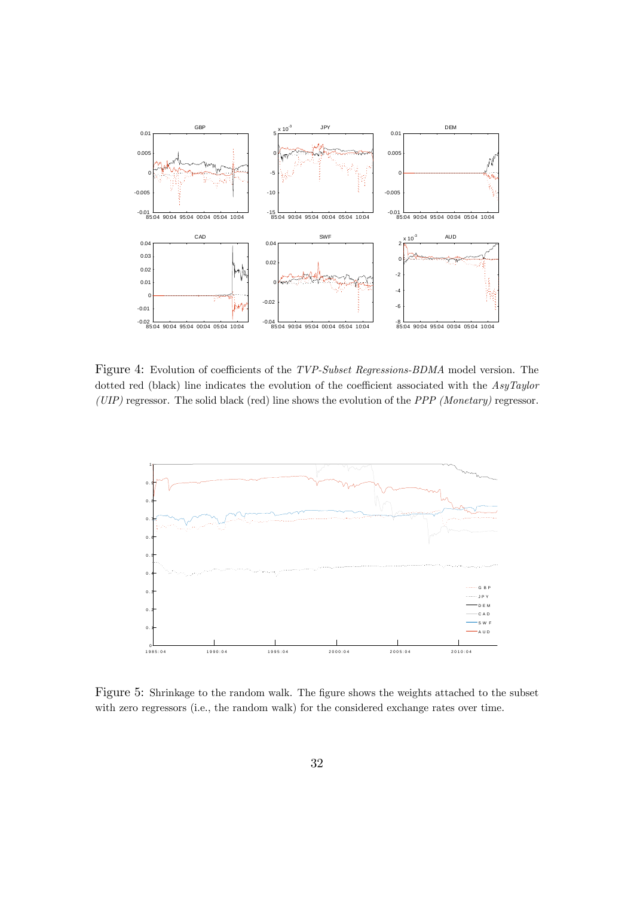Figure 4: Evolution of coefficients of the *TVP-Subset Regressions-BDMA* model version. The dotted red (black) line indicates the evolution of the coefficient associated with the *AsyTaylor (UIP)* regressor. The solid black (red) line shows the evolution of the *PPP (Monetary)* regressor.

Figure 5: Shrinkage to the random walk. The figure shows the weights attached to the subset with zero regressors (i.e., the random walk) for the considered exchange rates over time.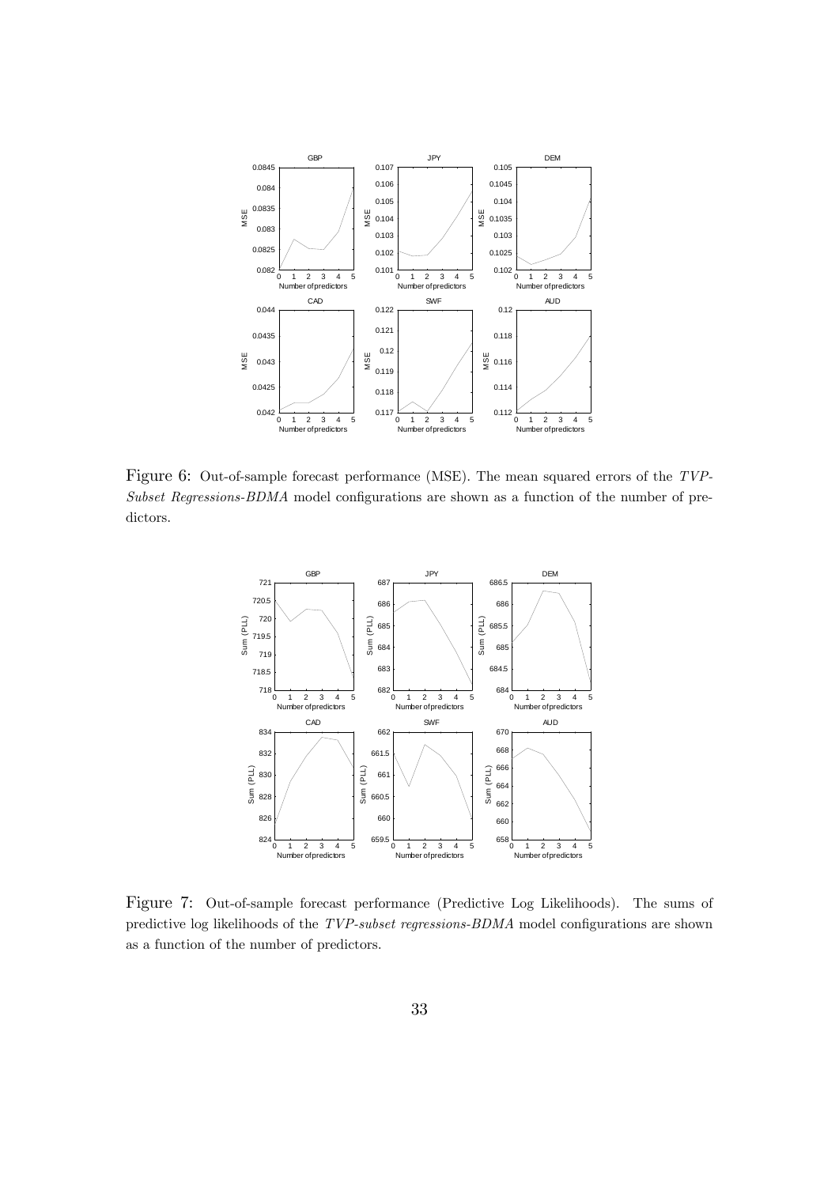Figure 6: Out-of-sample forecast performance (MSE). The mean squared errors of the *TVP-Subset Regressions-BDMA* model configurations are shown as a function of the number of predictors.

Figure 7: Out-of-sample forecast performance (Predictive Log Likelihoods). The sums of predictive log likelihoods of the *TVP-subset regressions-BDMA* model configurations are shown as a function of the number of predictors.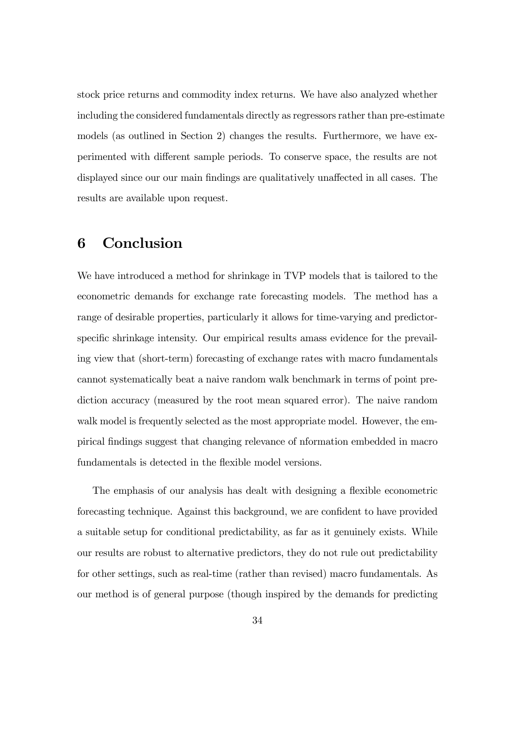stock price returns and commodity index returns. We have also analyzed whether including the considered fundamentals directly as regressors rather than pre-estimate models (as outlined in Section 2) changes the results. Furthermore, we have experimented with different sample periods. To conserve space, the results are not displayed since our our main findings are qualitatively unaffected in all cases. The results are available upon request.

# 6 Conclusion

We have introduced a method for shrinkage in TVP models that is tailored to the econometric demands for exchange rate forecasting models. The method has a range of desirable properties, particularly it allows for time-varying and predictor-specific shrinkage intensity. Our empirical results amass evidence for the prevailing view that (short-term) forecasting of exchange rates with macro fundamentals cannot systematically beat a naive random walk benchmark in terms of point prediction accuracy (measured by the root mean squared error). The naive random walk model is frequently selected as the most appropriate model. However, the empirical findings suggest that changing relevance of nformation embedded in macro fundamentals is detected in the flexible model versions.

The emphasis of our analysis has dealt with designing a flexible econometric forecasting technique. Against this background, we are confident to have provided a suitable setup for conditional predictability, as far as it genuinely exists. While our results are robust to alternative predictors, they do not rule out predictability for other settings, such as real-time (rather than revised) macro fundamentals. As our method is of general purpose (though inspired by the demands for predicting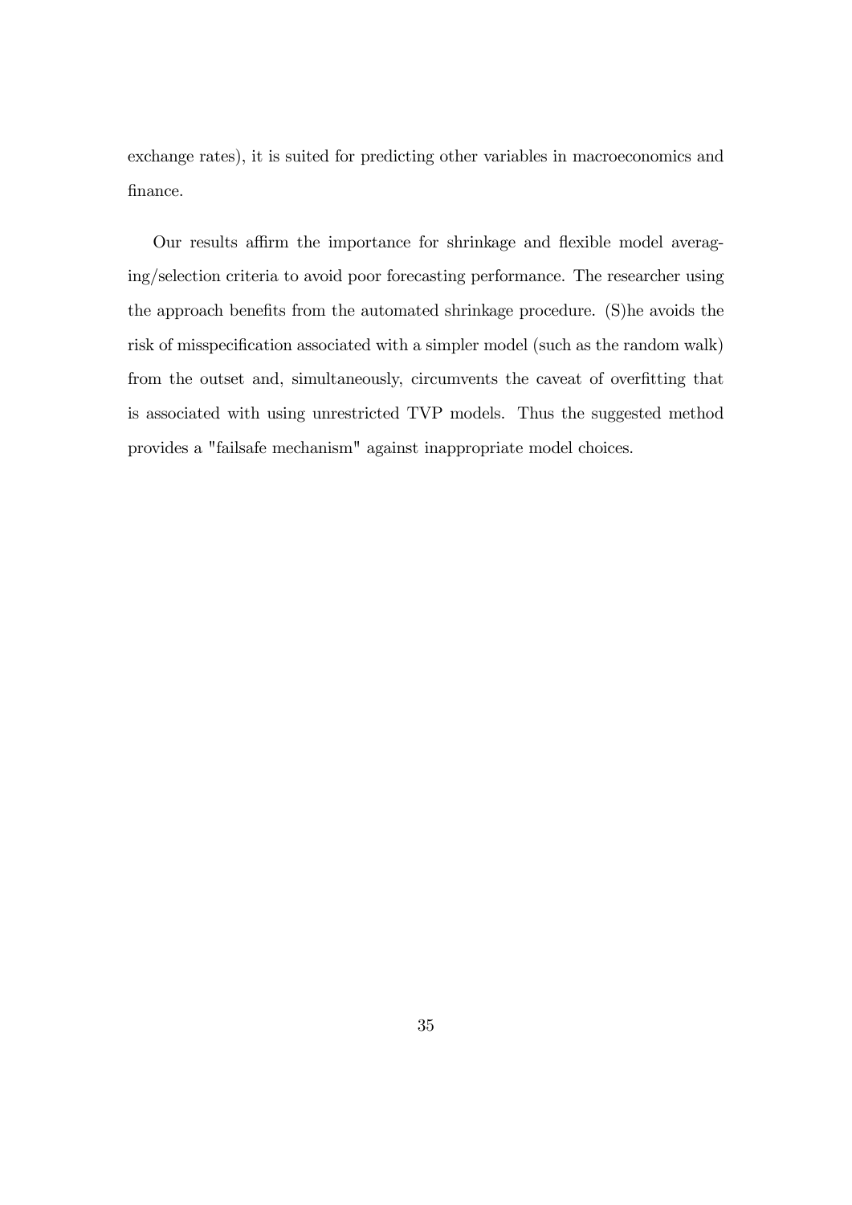exchange rates), it is suited for predicting other variables in macroeconomics and finance.

Our results affirm the importance for shrinkage and flexible model averaging/selection criteria to avoid poor forecasting performance. The researcher using the approach benefits from the automated shrinkage procedure. (S)he avoids the risk of misspecification associated with a simpler model (such as the random walk) from the outset and, simultaneously, circumvents the caveat of overfitting that is associated with using unrestricted TVP models. Thus the suggested method provides a "failsafe mechanism" against inappropriate model choices.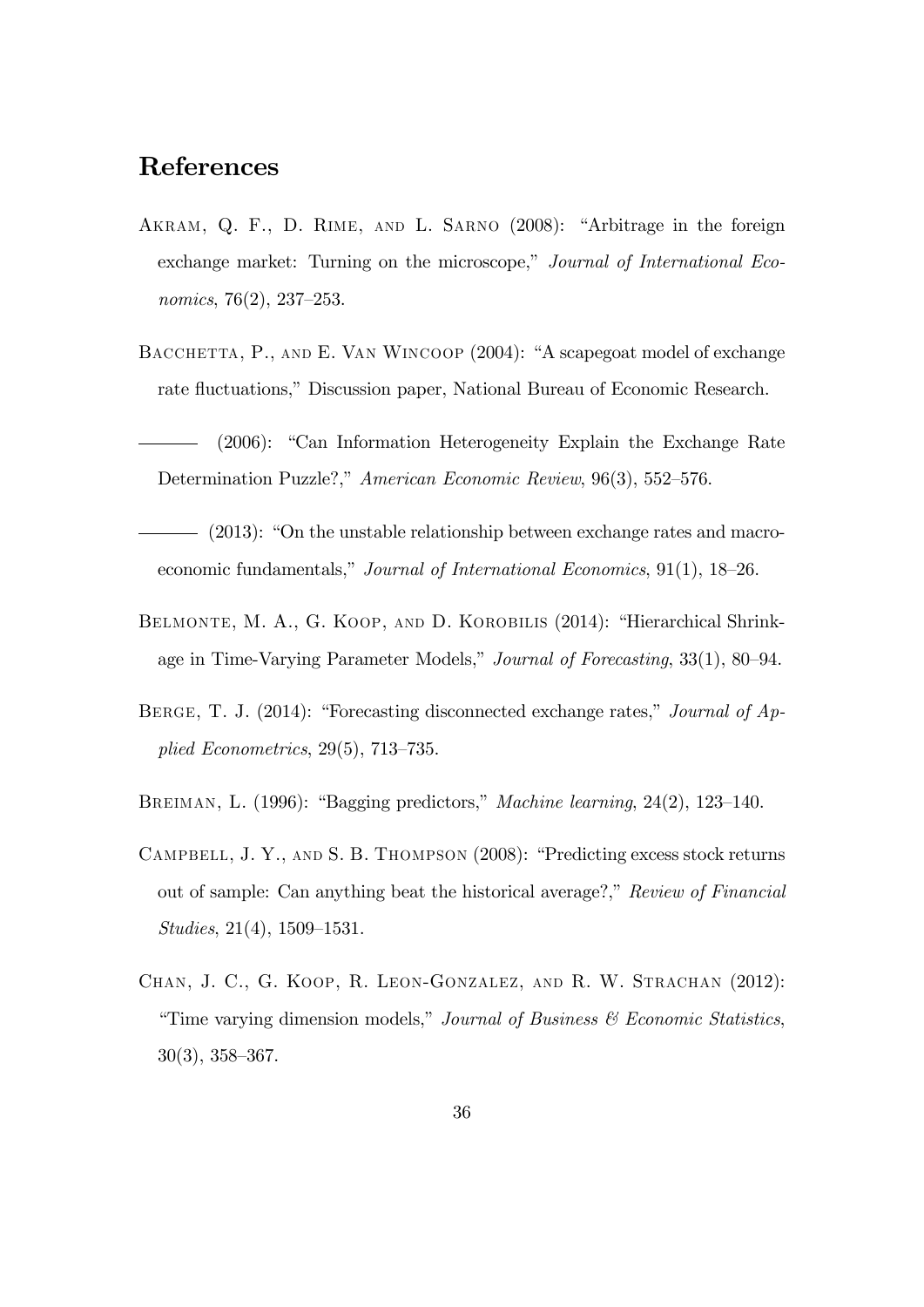## References

Akram, Q. F., D. Rime, and L. Sarno (2008): "Arbitrage in the foreign exchange market: Turning on the microscope," *Journal of International Economics*, 76(2), 237–253.

Bacchetta, P., and E. Van Wincoop (2004): "A scapegoat model of exchange rate fluctuations," Discussion paper, National Bureau of Economic Research.

——— (2006): "Can Information Heterogeneity Explain the Exchange Rate Determination Puzzle?," *American Economic Review*, 96(3), 552–576.

——— (2013): "On the unstable relationship between exchange rates and macroeconomic fundamentals," *Journal of International Economics*, 91(1), 18–26.

Belmonte, M. A., G. Koop, and D. Korobilis (2014): "Hierarchical Shrinkage in Time-Varying Parameter Models," *Journal of Forecasting*, 33(1), 80–94.

Berge, T. J. (2014): "Forecasting disconnected exchange rates," *Journal of Applied Econometrics*, 29(5), 713–735.

Breiman, L. (1996): "Bagging predictors," *Machine learning*, 24(2), 123–140.

Campbell, J. Y., and S. B. Thompson (2008): "Predicting excess stock returns out of sample: Can anything beat the historical average?," *Review of Financial Studies*, 21(4), 1509–1531.

Chan, J. C., G. Koop, R. Leon-Gonzalez, and R. W. Strachan (2012): "Time varying dimension models," *Journal of Business & Economic Statistics*, 30(3), 358–367.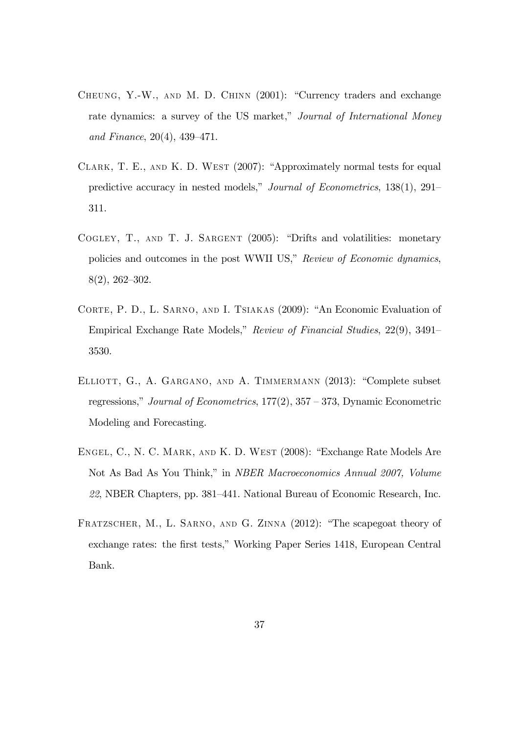Cheung, Y.-W., and M. D. Chinn (2001): "Currency traders and exchange rate dynamics: a survey of the US market," *Journal of International Money and Finance*, 20(4), 439–471.

Clark, T. E., and K. D. West (2007): "Approximately normal tests for equal predictive accuracy in nested models," *Journal of Econometrics*, 138(1), 291–311.

Cogley, T., and T. J. Sargent (2005): "Drifts and volatilities: monetary policies and outcomes in the post WWII US," *Review of Economic dynamics*, 8(2), 262–302.

Corte, P. D., L. Sarno, and I. Tsiakas (2009): "An Economic Evaluation of Empirical Exchange Rate Models," *Review of Financial Studies*, 22(9), 3491–3530.

Elliott, G., A. Gargano, and A. Timmermann (2013): "Complete subset regressions," *Journal of Econometrics*, 177(2), 357 – 373, Dynamic Econometric Modeling and Forecasting.

Engel, C., N. C. Mark, and K. D. West (2008): "Exchange Rate Models Are Not As Bad As You Think," in *NBER Macroeconomics Annual 2007, Volume 22*, NBER Chapters, pp. 381–441. National Bureau of Economic Research, Inc.

Fratzscher, M., L. Sarno, and G. Zinna (2012): "The scapegoat theory of exchange rates: the first tests," Working Paper Series 1418, European Central Bank.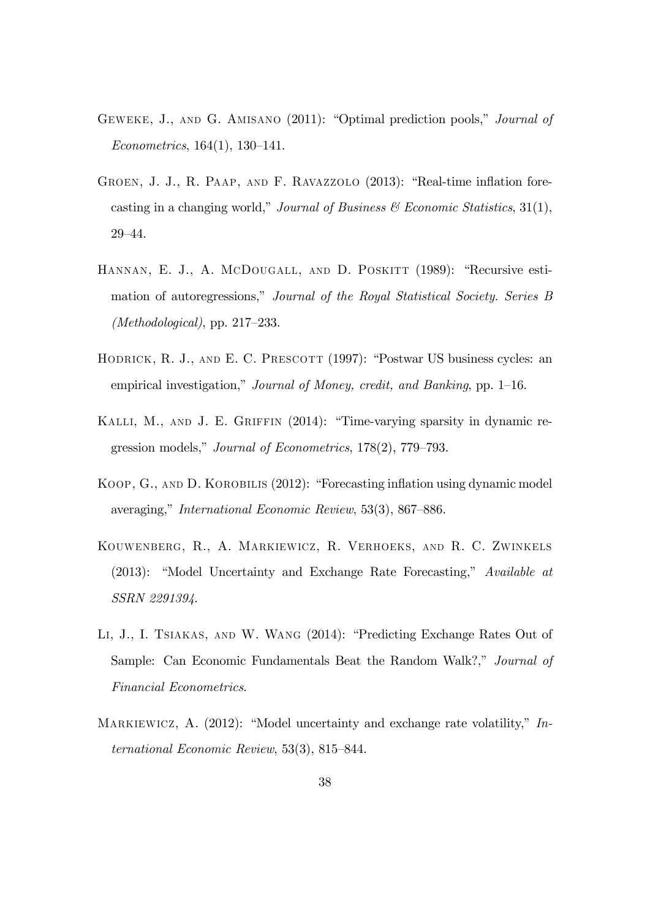Geweke, J., and G. Amisano (2011): "Optimal prediction pools," *Journal of Econometrics*, 164(1), 130–141.

Groen, J. J., R. Paap, and F. Ravazzolo (2013): "Real-time inflation forecasting in a changing world," *Journal of Business & Economic Statistics*, 31(1), 29–44.

Hannan, E. J., A. McDougall, and D. Poskitt (1989): "Recursive estimation of autoregressions," *Journal of the Royal Statistical Society. Series B (Methodological)*, pp. 217–233.

Hodrick, R. J., and E. C. Prescott (1997): "Postwar US business cycles: an empirical investigation," *Journal of Money, credit, and Banking*, pp. 1–16.

Kalli, M., and J. E. Griffin (2014): "Time-varying sparsity in dynamic regression models," *Journal of Econometrics*, 178(2), 779–793.

Koop, G., and D. Korobilis (2012): "Forecasting inflation using dynamic model averaging," *International Economic Review*, 53(3), 867–886.

Kouwenberg, R., A. Markiewicz, R. Verhoeks, and R. C. Zwinkels (2013): "Model Uncertainty and Exchange Rate Forecasting," *Available at SSRN 2291394*.

Li, J., I. Tsiakas, and W. Wang (2014): "Predicting Exchange Rates Out of Sample: Can Economic Fundamentals Beat the Random Walk?," *Journal of Financial Econometrics*.

Markiewicz, A. (2012): "Model uncertainty and exchange rate volatility," *International Economic Review*, 53(3), 815–844.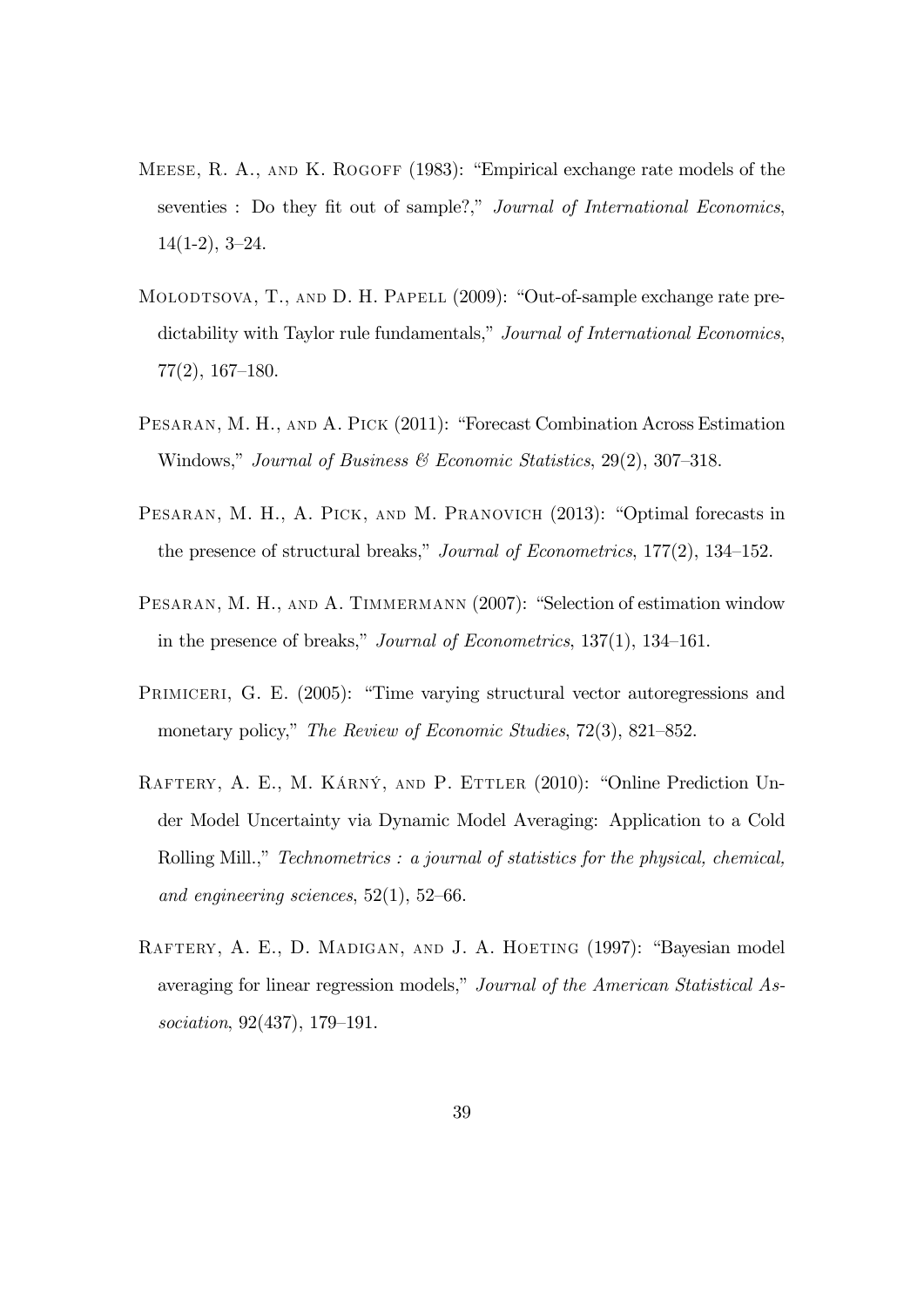Meese, R. A., and K. Rogoff (1983): "Empirical exchange rate models of the seventies : Do they fit out of sample?," *Journal of International Economics*, 14(1-2), 3–24.

Molodtsova, T., and D. H. Papell (2009): "Out-of-sample exchange rate predictability with Taylor rule fundamentals," *Journal of International Economics*, 77(2), 167–180.

Pesaran, M. H., and A. Pick (2011): "Forecast Combination Across Estimation Windows," *Journal of Business & Economic Statistics*, 29(2), 307–318.

Pesaran, M. H., A. Pick, and M. Pranovich (2013): "Optimal forecasts in the presence of structural breaks," *Journal of Econometrics*, 177(2), 134–152.

Pesaran, M. H., and A. Timmermann (2007): "Selection of estimation window in the presence of breaks," *Journal of Econometrics*, 137(1), 134–161.

Primiceri, G. E. (2005): "Time varying structural vector autoregressions and monetary policy," *The Review of Economic Studies*, 72(3), 821–852.

Raftery, A. E., M. Kárný, and P. Ettler (2010): "Online Prediction Under Model Uncertainty via Dynamic Model Averaging: Application to a Cold Rolling Mill.," *Technometrics : a journal of statistics for the physical, chemical, and engineering sciences*, 52(1), 52–66.

Raftery, A. E., D. Madigan, and J. A. Hoeting (1997): "Bayesian model averaging for linear regression models," *Journal of the American Statistical Association*, 92(437), 179–191.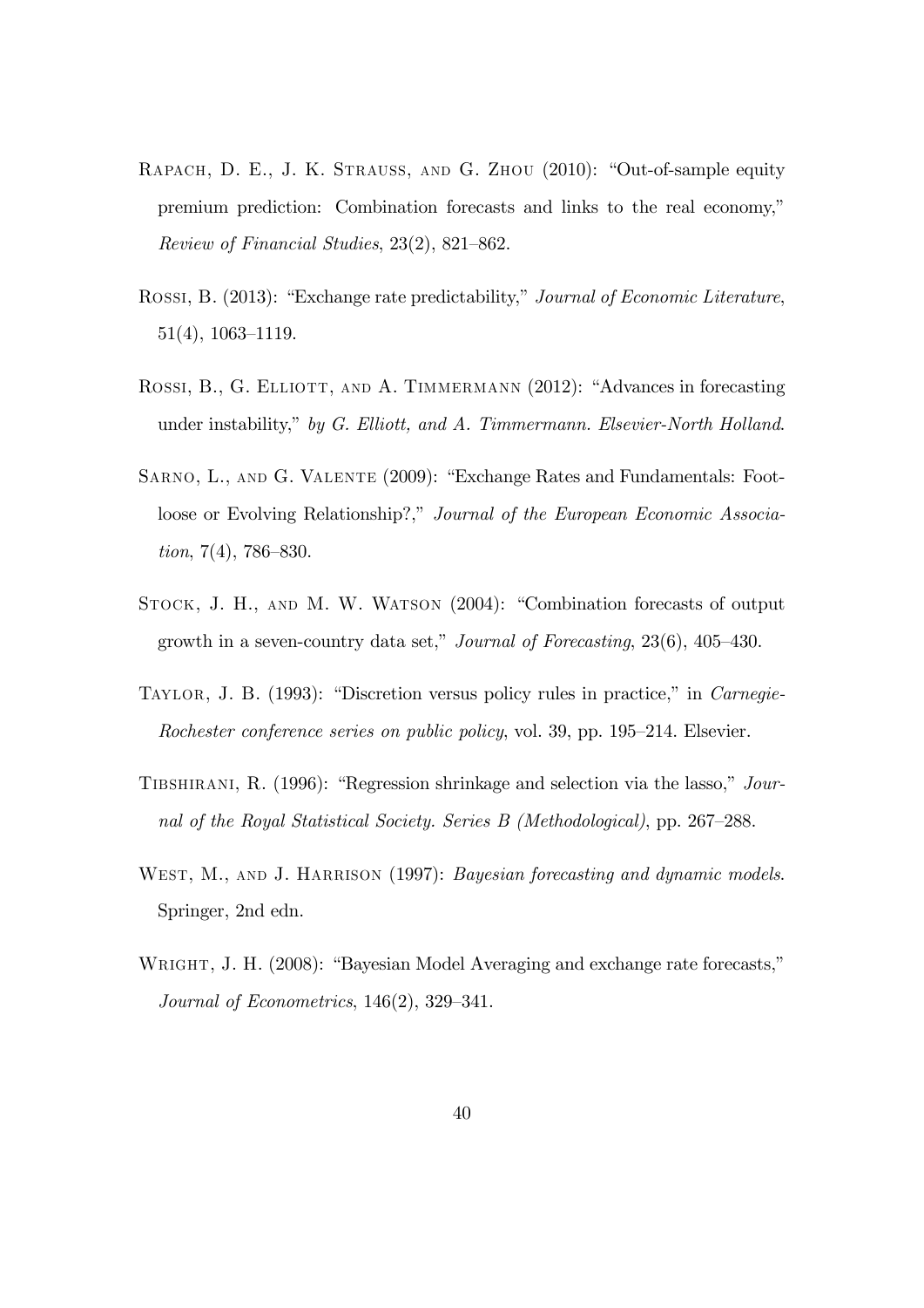Rapach, D. E., J. K. Strauss, and G. Zhou (2010): "Out-of-sample equity premium prediction: Combination forecasts and links to the real economy," *Review of Financial Studies*, 23(2), 821–862.

Rossi, B. (2013): "Exchange rate predictability," *Journal of Economic Literature*, 51(4), 1063–1119.

Rossi, B., G. Elliott, and A. Timmermann (2012): "Advances in forecasting under instability," *by G. Elliott, and A. Timmermann. Elsevier-North Holland*.

Sarno, L., and G. Valente (2009): "Exchange Rates and Fundamentals: Footloose or Evolving Relationship?," *Journal of the European Economic Association*, 7(4), 786–830.

Stock, J. H., and M. W. Watson (2004): "Combination forecasts of output growth in a seven-country data set," *Journal of Forecasting*, 23(6), 405–430.

Taylor, J. B. (1993): "Discretion versus policy rules in practice," in *Carnegie-Rochester conference series on public policy*, vol. 39, pp. 195–214. Elsevier.

Tibshirani, R. (1996): "Regression shrinkage and selection via the lasso," *Journal of the Royal Statistical Society. Series B (Methodological)*, pp. 267–288.

West, M., and J. Harrison (1997): *Bayesian forecasting and dynamic models*. Springer, 2nd edn.

Wright, J. H. (2008): "Bayesian Model Averaging and exchange rate forecasts," *Journal of Econometrics*, 146(2), 329–341.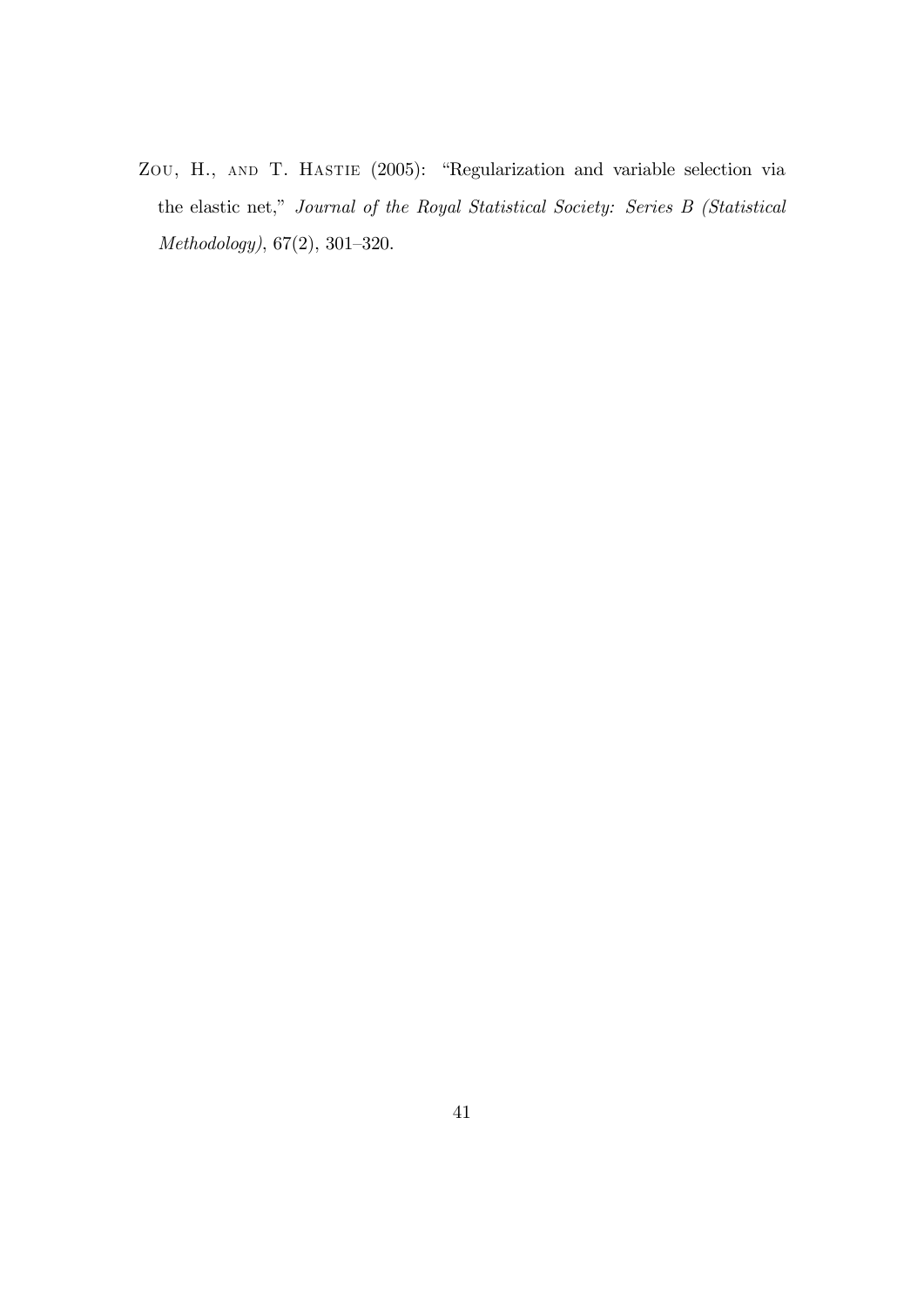Zou, H., and T. Hastie (2005): "Regularization and variable selection via the elastic net," *Journal of the Royal Statistical Society: Series B (Statistical Methodology)*, 67(2), 301–320.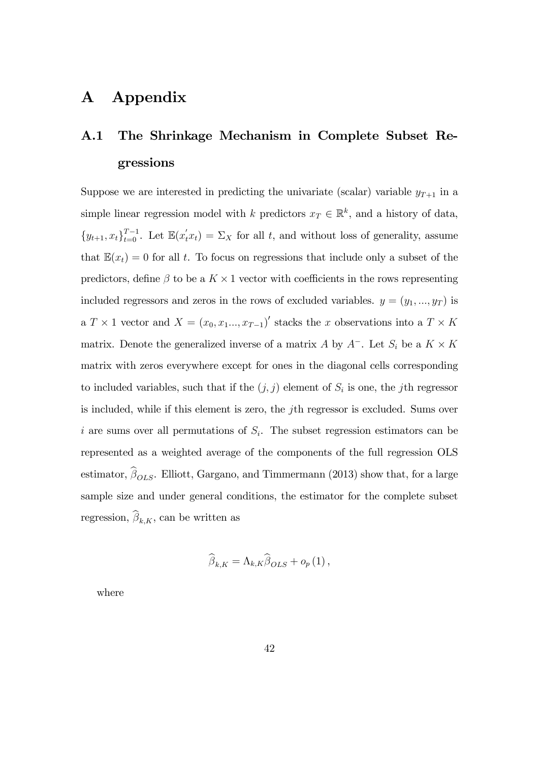# A Appendix

## A.1 The Shrinkage Mechanism in Complete Subset Regressions

Suppose we are interested in predicting the univariate (scalar) variable $y_{T+1}$ in a simple linear regression model with $k$ predictors $x_T \in \mathbb{R}^k$, and a history of data, $\{y_{t+1}, x_t\}_{t=0}^{T-1}$. Let $\mathbb{E}(x_t' x_t) = \Sigma_X$ for all $t$, and without loss of generality, assume that $\mathbb{E}(x_t) = 0$ for all $t$. To focus on regressions that include only a subset of the predictors, define $\beta$ to be a $K \times 1$ vector with coefficients in the rows representing included regressors and zeros in the rows of excluded variables. $y = (y_1, ..., y_T)$ is a $T \times 1$ vector and $X = (x_0, x_1..., x_{T-1})'$ stacks the $x$ observations into a $T \times K$ matrix. Denote the generalized inverse of a matrix $A$ by $A^-$. Let $S_i$ be a $K \times K$ matrix with zeros everywhere except for ones in the diagonal cells corresponding to included variables, such that if the $(j, j)$ element of $S_i$ is one, the $j$th regressor is included, while if this element is zero, the $j$th regressor is excluded. Sums over $i$ are sums over all permutations of $S_i$. The subset regression estimators can be represented as a weighted average of the components of the full regression OLS estimator, $\widehat{\beta}_{OLS}$. Elliott, Gargano, and Timmermann (2013) show that, for a large sample size and under general conditions, the estimator for the complete subset regression, $\widehat{\beta}_{k,K}$, can be written as

$$\widehat{\beta}_{k,K} = \Lambda_{k,K} \widehat{\beta}_{OLS} + o_p(1),$$

where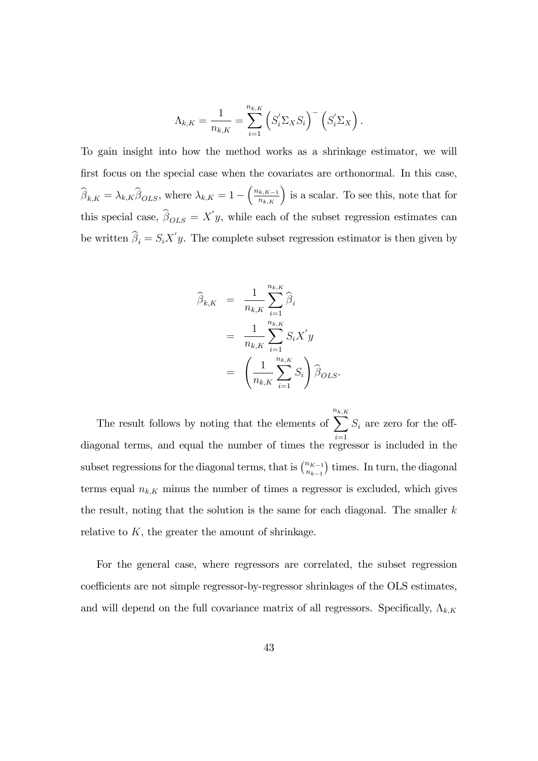$$\Lambda_{k,K} = \frac{1}{n_{k,K}} = \sum_{i=1}^{n_{k,K}} \left(S_i' \Sigma_X S_i\right)^{-} \left(S_i' \Sigma_X\right).$$

To gain insight into how the method works as a shrinkage estimator, we will first focus on the special case when the covariates are orthonormal. In this case, $\widehat{\beta}_{k,K} = \lambda_{k,K}\widehat{\beta}_{OLS}$, where $\lambda_{k,K} = 1 - \left(\frac{n_{k,K-1}}{n_{k,K}}\right)$ is a scalar. To see this, note that for this special case, $\widehat{\beta}_{OLS} = X'y$, while each of the subset regression estimates can be written $\widehat{\beta}_i = S_i X' y$. The complete subset regression estimator is then given by

$$\begin{aligned}
\widehat{\beta}_{k,K} &= \frac{1}{n_{k,K}} \sum_{i=1}^{n_{k,K}} \widehat{\beta}_i \\
&= \frac{1}{n_{k,K}} \sum_{i=1}^{n_{k,K}} S_i X' y \\
&= \left(\frac{1}{n_{k,K}} \sum_{i=1}^{n_{k,K}} S_i\right) \widehat{\beta}_{OLS}.
\end{aligned}$$

The result follows by noting that the elements of $\sum_{i=1}^{n_{k,K}} S_i$ are zero for the off-diagonal terms, and equal the number of times the regressor is included in the subset regressions for the diagonal terms, that is $\binom{n_{K-1}}{n_{k-1}}$ times. In turn, the diagonal terms equal $n_{k,K}$ minus the number of times a regressor is excluded, which gives the result, noting that the solution is the same for each diagonal. The smaller $k$ relative to $K$, the greater the amount of shrinkage.

For the general case, where regressors are correlated, the subset regression coefficients are not simple regressor-by-regressor shrinkages of the OLS estimates, and will depend on the full covariance matrix of all regressors. Specifically, $\Lambda_{k,K}$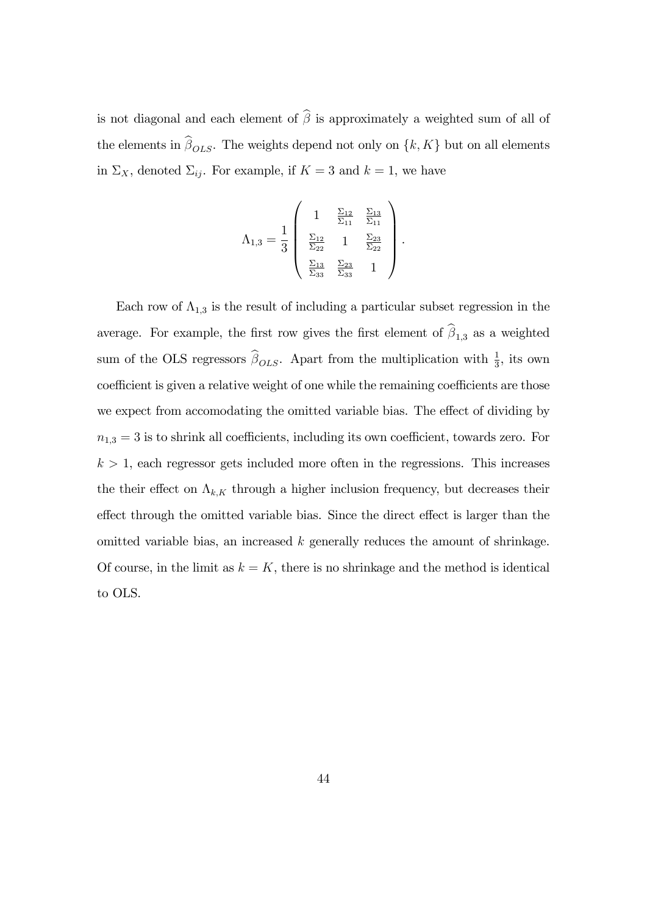is not diagonal and each element of $\widehat{\beta}$ is approximately a weighted sum of all of the elements in $\widehat{\beta}_{OLS}$. The weights depend not only on $\{k, K\}$ but on all elements in $\Sigma_X$, denoted $\Sigma_{ij}$. For example, if $K = 3$ and $k = 1$, we have

$$\Lambda_{1,3} = \frac{1}{3} \begin{pmatrix} 1 & \frac{\Sigma_{12}}{\Sigma_{11}} & \frac{\Sigma_{13}}{\Sigma_{11}} \\ \frac{\Sigma_{12}}{\Sigma_{22}} & 1 & \frac{\Sigma_{23}}{\Sigma_{22}} \\ \frac{\Sigma_{13}}{\Sigma_{33}} & \frac{\Sigma_{23}}{\Sigma_{33}} & 1 \end{pmatrix}.$$

Each row of $\Lambda_{1,3}$ is the result of including a particular subset regression in the average. For example, the first row gives the first element of $\widehat{\beta}_{1,3}$ as a weighted sum of the OLS regressors $\widehat{\beta}_{OLS}$. Apart from the multiplication with $\frac{1}{3}$, its own coefficient is given a relative weight of one while the remaining coefficients are those we expect from accomodating the omitted variable bias. The effect of dividing by $n_{1,3} = 3$ is to shrink all coefficients, including its own coefficient, towards zero. For $k > 1$, each regressor gets included more often in the regressions. This increases the their effect on $\Lambda_{k,K}$ through a higher inclusion frequency, but decreases their effect through the omitted variable bias. Since the direct effect is larger than the omitted variable bias, an increased $k$ generally reduces the amount of shrinkage. Of course, in the limit as $k = K$, there is no shrinkage and the method is identical to OLS.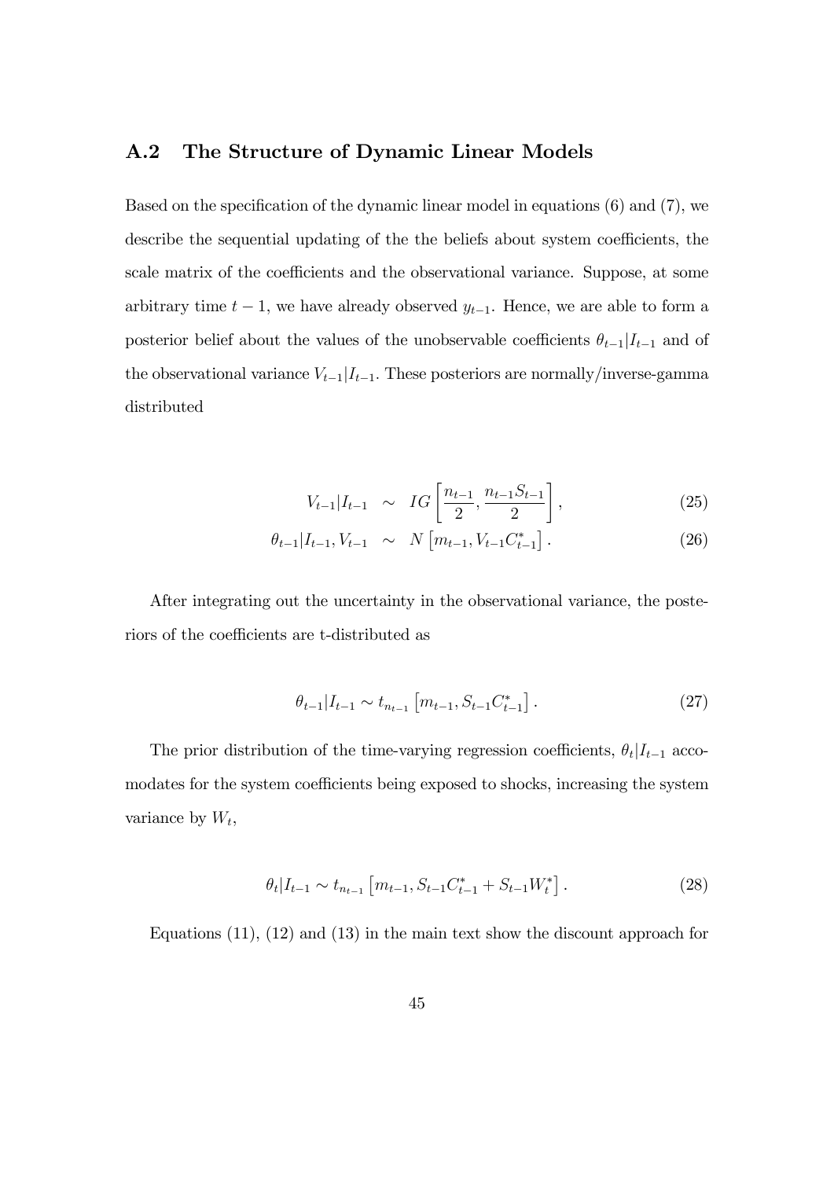## A.2 The Structure of Dynamic Linear Models

Based on the specification of the dynamic linear model in equations (6) and (7), we describe the sequential updating of the the beliefs about system coefficients, the scale matrix of the coefficients and the observational variance. Suppose, at some arbitrary time $t-1$, we have already observed $y_{t-1}$. Hence, we are able to form a posterior belief about the values of the unobservable coefficients $\theta_{t-1}|I_{t-1}$ and of the observational variance $V_{t-1}|I_{t-1}$. These posteriors are normally/inverse-gamma distributed

$$
\begin{aligned}
V_{t-1}|I_{t-1} &\sim IG\left[\frac{n_{t-1}}{2}, \frac{n_{t-1}S_{t-1}}{2}\right], \quad (25) \\
\theta_{t-1}|I_{t-1}, V_{t-1} &\sim N\left[m_{t-1}, V_{t-1}C^*_{t-1}\right]. \quad (26)
\end{aligned}
$$

After integrating out the uncertainty in the observational variance, the posteriors of the coefficients are t-distributed as

$$
\theta_{t-1}|I_{t-1} \sim t_{n_{t-1}}\left[m_{t-1}, S_{t-1}C^*_{t-1}\right]. \quad (27)
$$

The prior distribution of the time-varying regression coefficients, $\theta_t|I_{t-1}$ accomodates for the system coefficients being exposed to shocks, increasing the system variance by $W_t$,

$$
\theta_t|I_{t-1} \sim t_{n_{t-1}}\left[m_{t-1}, S_{t-1}C^*_{t-1} + S_{t-1}W^*_t\right]. \quad (28)
$$

Equations (11), (12) and (13) in the main text show the discount approach for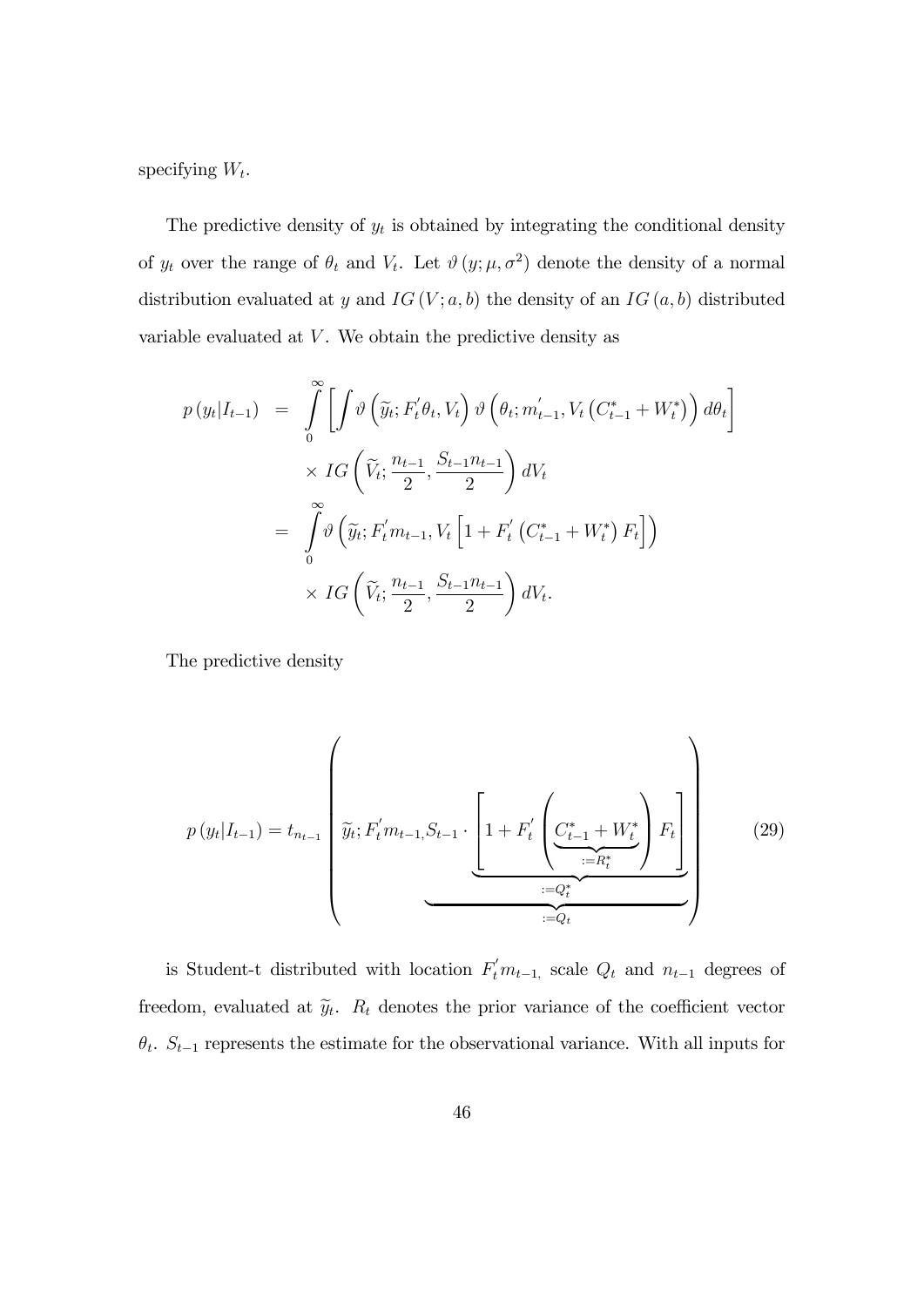specifying $W_t$.

The predictive density of $y_t$ is obtained by integrating the conditional density of $y_t$ over the range of $\theta_t$ and $V_t$. Let $\vartheta\left(y;\mu,\sigma^2\right)$ denote the density of a normal distribution evaluated at $y$ and $IG\left(V;a,b\right)$ the density of an $IG\left(a,b\right)$ distributed variable evaluated at $V$. We obtain the predictive density as

$$
\begin{aligned}
p\left(y_t|I_{t-1}\right) &= \int_0^\infty \left[\int \vartheta\left(\widetilde{y}_t; F_t^{'}\theta_t, V_t\right)\vartheta\left(\theta_t; m_{t-1}^{'}, V_t\left(C_{t-1}^{*}+W_t^{*}\right)\right)d\theta_t\right] \\
&\quad \times IG\left(\widetilde{V}_t; \frac{n_{t-1}}{2}, \frac{S_{t-1}n_{t-1}}{2}\right)dV_t \\
&= \int_0^\infty \vartheta\left(\widetilde{y}_t; F_t^{'}m_{t-1}, V_t\left[1+F_t^{'}\left(C_{t-1}^{*}+W_t^{*}\right)F_t\right]\right) \\
&\quad \times IG\left(\widetilde{V}_t; \frac{n_{t-1}}{2}, \frac{S_{t-1}n_{t-1}}{2}\right)dV_t.
\end{aligned}
$$

The predictive density

$$
p\left(y_t|I_{t-1}\right) = t_{n_{t-1}}\left(\widetilde{y}_t; F_t^{'}m_{t-1}, \underbrace{S_{t-1}\cdot\underbrace{\left[1+F_t^{'}\left(\underbrace{C_{t-1}^{*}+W_t^{*}}_{:=R_t^{*}}\right)F_t\right]}_{:=Q_t^{*}}}_{:=Q_t}\right) \tag{29}
$$

is Student-t distributed with location $F_t^{'}m_{t-1,}$ scale $Q_t$ and $n_{t-1}$ degrees of freedom, evaluated at $\widetilde{y}_t$. $R_t$ denotes the prior variance of the coefficient vector $\theta_t$. $S_{t-1}$ represents the estimate for the observational variance. With all inputs for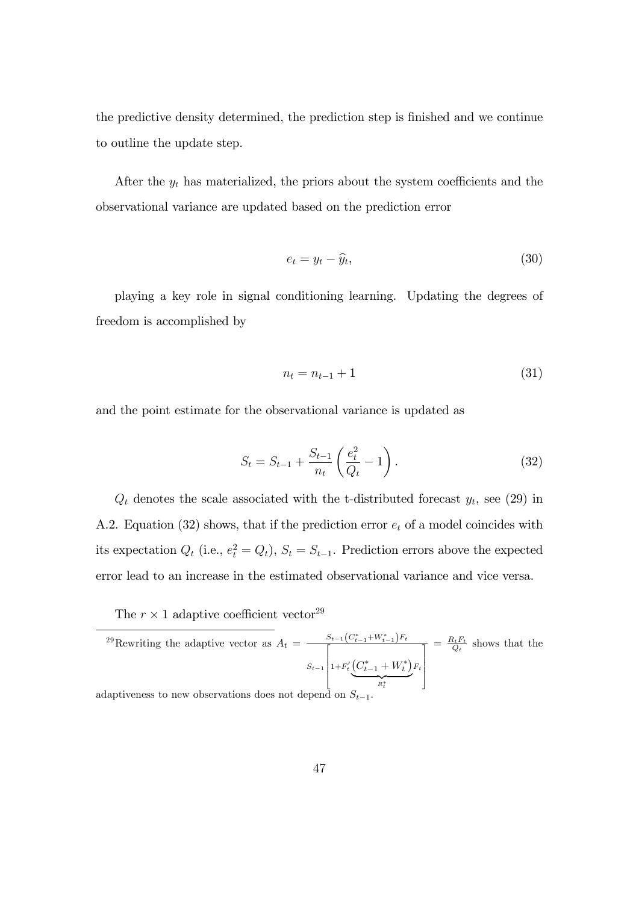the predictive density determined, the prediction step is finished and we continue to outline the update step.

After the $y_t$ has materialized, the priors about the system coefficients and the observational variance are updated based on the prediction error

$$e_t = y_t - \widehat{y}_t, \tag{30}$$

playing a key role in signal conditioning learning. Updating the degrees of freedom is accomplished by

$$n_t = n_{t-1} + 1 \tag{31}$$

and the point estimate for the observational variance is updated as

$$S_t = S_{t-1} + \frac{S_{t-1}}{n_t}\left(\frac{e_t^2}{Q_t} - 1\right). \tag{32}$$

$Q_t$ denotes the scale associated with the t-distributed forecast $y_t$, see (29) in A.2. Equation (32) shows, that if the prediction error $e_t$ of a model coincides with its expectation $Q_t$ (i.e., $e_t^2 = Q_t$), $S_t = S_{t-1}$. Prediction errors above the expected error lead to an increase in the estimated observational variance and vice versa.

The $r \times 1$ adaptive coefficient vector[29]

---

[29] Rewriting the adaptive vector as $A_t = \frac{S_{t-1}\left(C_{t-1}^* + W_{t-1}^*\right)F_t}{S_{t-1}\left[1 + F_t'\underbrace{\left(C_{t-1}^* + W_t^*\right)}_{R_t^*}F_t\right]} = \frac{R_t F_t}{Q_t}$ shows that the adaptiveness to new observations does not depend on $S_{t-1}$.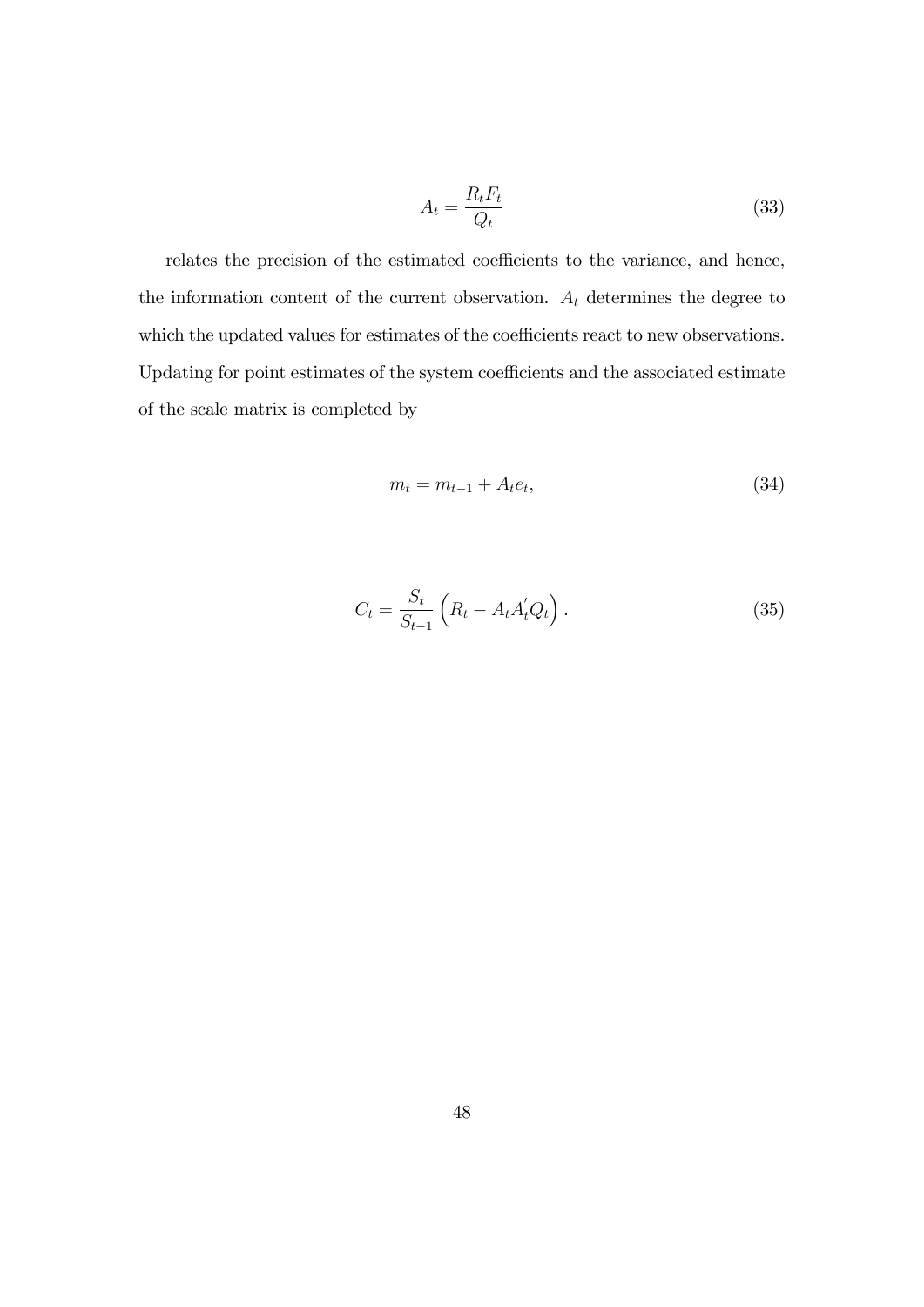$$A_t = \frac{R_t F_t}{Q_t} \tag{33}$$

relates the precision of the estimated coefficients to the variance, and hence, the information content of the current observation. $A_t$ determines the degree to which the updated values for estimates of the coefficients react to new observations. Updating for point estimates of the system coefficients and the associated estimate of the scale matrix is completed by

$$m_t = m_{t-1} + A_t e_t, \tag{34}$$

$$C_t = \frac{S_t}{S_{t-1}} \left( R_t - A_t A_t' Q_t \right). \tag{35}$$